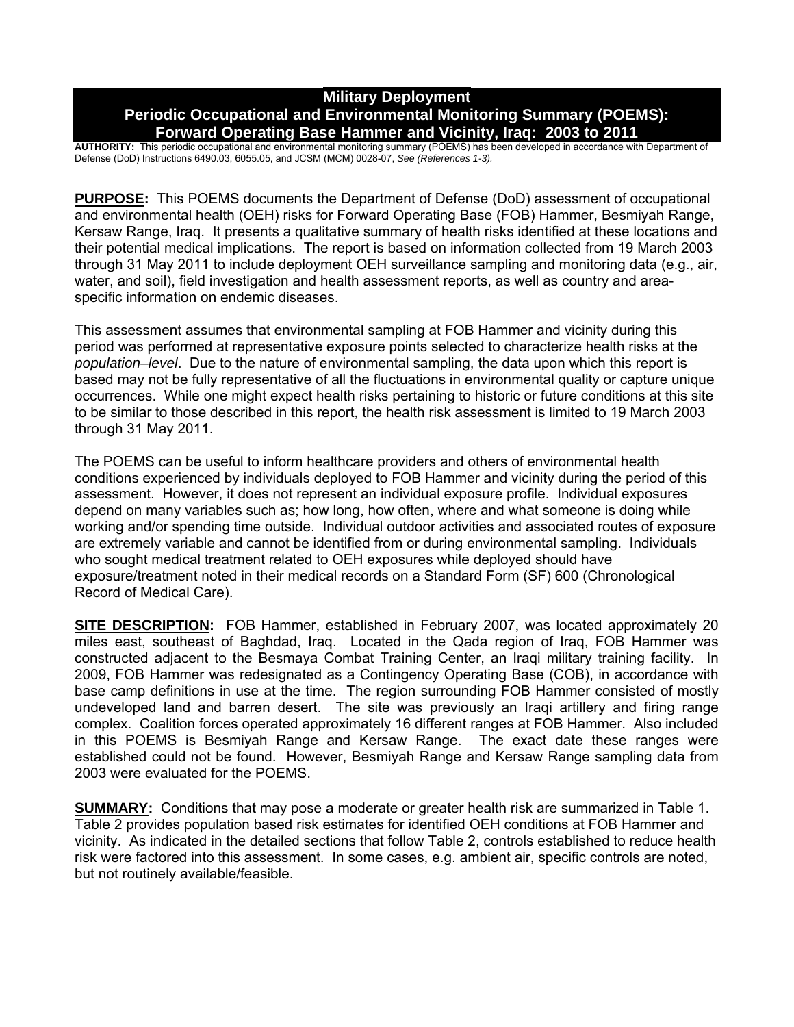# Military Deployment
# Periodic Occupational and Environmental Monitoring Summary (POEMS): Forward Operating Base Hammer and Vicinity, Iraq: 2003 to 2011

**AUTHORITY:** This periodic occupational and environmental monitoring summary (POEMS) has been developed in accordance with Department of Defense (DoD) Instructions 6490.03, 6055.05, and JCSM (MCM) 0028-07, *See (References 1-3).*

**PURPOSE:** This POEMS documents the Department of Defense (DoD) assessment of occupational and environmental health (OEH) risks for Forward Operating Base (FOB) Hammer, Besmiyah Range, Kersaw Range, Iraq. It presents a qualitative summary of health risks identified at these locations and their potential medical implications. The report is based on information collected from 19 March 2003 through 31 May 2011 to include deployment OEH surveillance sampling and monitoring data (e.g., air, water, and soil), field investigation and health assessment reports, as well as country and area-specific information on endemic diseases.

This assessment assumes that environmental sampling at FOB Hammer and vicinity during this period was performed at representative exposure points selected to characterize health risks at the *population–level*. Due to the nature of environmental sampling, the data upon which this report is based may not be fully representative of all the fluctuations in environmental quality or capture unique occurrences. While one might expect health risks pertaining to historic or future conditions at this site to be similar to those described in this report, the health risk assessment is limited to 19 March 2003 through 31 May 2011.

The POEMS can be useful to inform healthcare providers and others of environmental health conditions experienced by individuals deployed to FOB Hammer and vicinity during the period of this assessment. However, it does not represent an individual exposure profile. Individual exposures depend on many variables such as; how long, how often, where and what someone is doing while working and/or spending time outside. Individual outdoor activities and associated routes of exposure are extremely variable and cannot be identified from or during environmental sampling. Individuals who sought medical treatment related to OEH exposures while deployed should have exposure/treatment noted in their medical records on a Standard Form (SF) 600 (Chronological Record of Medical Care).

**SITE DESCRIPTION:** FOB Hammer, established in February 2007, was located approximately 20 miles east, southeast of Baghdad, Iraq. Located in the Qada region of Iraq, FOB Hammer was constructed adjacent to the Besmaya Combat Training Center, an Iraqi military training facility. In 2009, FOB Hammer was redesignated as a Contingency Operating Base (COB), in accordance with base camp definitions in use at the time. The region surrounding FOB Hammer consisted of mostly undeveloped land and barren desert. The site was previously an Iraqi artillery and firing range complex. Coalition forces operated approximately 16 different ranges at FOB Hammer. Also included in this POEMS is Besmiyah Range and Kersaw Range. The exact date these ranges were established could not be found. However, Besmiyah Range and Kersaw Range sampling data from 2003 were evaluated for the POEMS.

**SUMMARY:** Conditions that may pose a moderate or greater health risk are summarized in Table 1. Table 2 provides population based risk estimates for identified OEH conditions at FOB Hammer and vicinity. As indicated in the detailed sections that follow Table 2, controls established to reduce health risk were factored into this assessment. In some cases, e.g. ambient air, specific controls are noted, but not routinely available/feasible.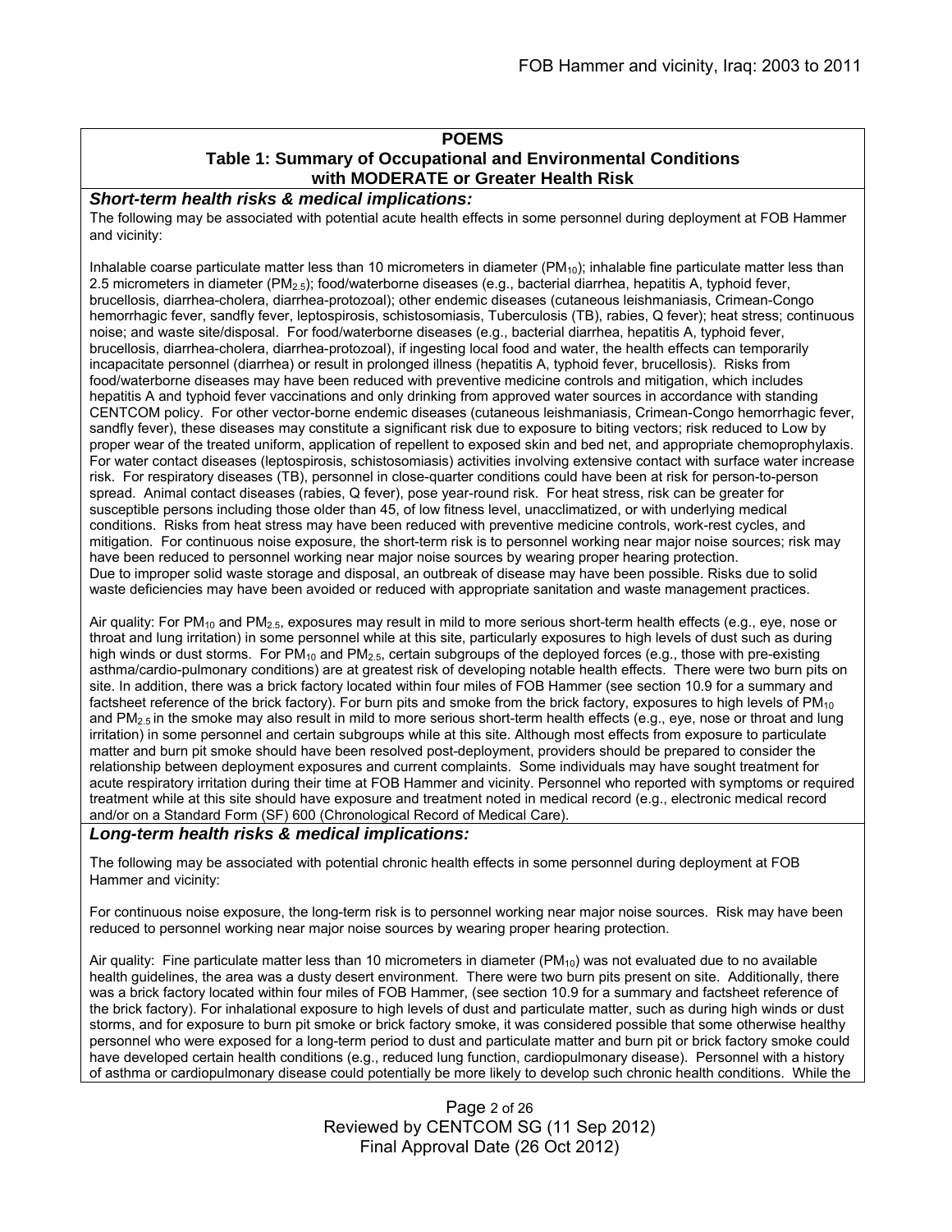## POEMS

### Table 1: Summary of Occupational and Environmental Conditions with MODERATE or Greater Health Risk

***Short-term health risks & medical implications:***

The following may be associated with potential acute health effects in some personnel during deployment at FOB Hammer and vicinity:

Inhalable coarse particulate matter less than 10 micrometers in diameter ($PM_{10}$); inhalable fine particulate matter less than 2.5 micrometers in diameter ($PM_{2.5}$); food/waterborne diseases (e.g., bacterial diarrhea, hepatitis A, typhoid fever, brucellosis, diarrhea-cholera, diarrhea-protozoal); other endemic diseases (cutaneous leishmaniasis, Crimean-Congo hemorrhagic fever, sandfly fever, leptospirosis, schistosomiasis, Tuberculosis (TB), rabies, Q fever); heat stress; continuous noise; and waste site/disposal. For food/waterborne diseases (e.g., bacterial diarrhea, hepatitis A, typhoid fever, brucellosis, diarrhea-cholera, diarrhea-protozoal), if ingesting local food and water, the health effects can temporarily incapacitate personnel (diarrhea) or result in prolonged illness (hepatitis A, typhoid fever, brucellosis). Risks from food/waterborne diseases may have been reduced with preventive medicine controls and mitigation, which includes hepatitis A and typhoid fever vaccinations and only drinking from approved water sources in accordance with standing CENTCOM policy. For other vector-borne endemic diseases (cutaneous leishmaniasis, Crimean-Congo hemorrhagic fever, sandfly fever), these diseases may constitute a significant risk due to exposure to biting vectors; risk reduced to Low by proper wear of the treated uniform, application of repellent to exposed skin and bed net, and appropriate chemoprophylaxis. For water contact diseases (leptospirosis, schistosomiasis) activities involving extensive contact with surface water increase risk. For respiratory diseases (TB), personnel in close-quarter conditions could have been at risk for person-to-person spread. Animal contact diseases (rabies, Q fever), pose year-round risk. For heat stress, risk can be greater for susceptible persons including those older than 45, of low fitness level, unacclimatized, or with underlying medical conditions. Risks from heat stress may have been reduced with preventive medicine controls, work-rest cycles, and mitigation. For continuous noise exposure, the short-term risk is to personnel working near major noise sources; risk may have been reduced to personnel working near major noise sources by wearing proper hearing protection. Due to improper solid waste storage and disposal, an outbreak of disease may have been possible. Risks due to solid waste deficiencies may have been avoided or reduced with appropriate sanitation and waste management practices.

Air quality: For $PM_{10}$ and $PM_{2.5}$, exposures may result in mild to more serious short-term health effects (e.g., eye, nose or throat and lung irritation) in some personnel while at this site, particularly exposures to high levels of dust such as during high winds or dust storms. For $PM_{10}$ and $PM_{2.5}$, certain subgroups of the deployed forces (e.g., those with pre-existing asthma/cardio-pulmonary conditions) are at greatest risk of developing notable health effects. There were two burn pits on site. In addition, there was a brick factory located within four miles of FOB Hammer (see section 10.9 for a summary and factsheet reference of the brick factory). For burn pits and smoke from the brick factory, exposures to high levels of $PM_{10}$ and $PM_{2.5}$ in the smoke may also result in mild to more serious short-term health effects (e.g., eye, nose or throat and lung irritation) in some personnel and certain subgroups while at this site. Although most effects from exposure to particulate matter and burn pit smoke should have been resolved post-deployment, providers should be prepared to consider the relationship between deployment exposures and current complaints. Some individuals may have sought treatment for acute respiratory irritation during their time at FOB Hammer and vicinity. Personnel who reported with symptoms or required treatment while at this site should have exposure and treatment noted in medical record (e.g., electronic medical record and/or on a Standard Form (SF) 600 (Chronological Record of Medical Care).

***Long-term health risks & medical implications:***

The following may be associated with potential chronic health effects in some personnel during deployment at FOB Hammer and vicinity:

For continuous noise exposure, the long-term risk is to personnel working near major noise sources. Risk may have been reduced to personnel working near major noise sources by wearing proper hearing protection.

Air quality: Fine particulate matter less than 10 micrometers in diameter ($PM_{10}$) was not evaluated due to no available health guidelines, the area was a dusty desert environment. There were two burn pits present on site. Additionally, there was a brick factory located within four miles of FOB Hammer, (see section 10.9 for a summary and factsheet reference of the brick factory). For inhalational exposure to high levels of dust and particulate matter, such as during high winds or dust storms, and for exposure to burn pit smoke or brick factory smoke, it was considered possible that some otherwise healthy personnel who were exposed for a long-term period to dust and particulate matter and burn pit or brick factory smoke could have developed certain health conditions (e.g., reduced lung function, cardiopulmonary disease). Personnel with a history of asthma or cardiopulmonary disease could potentially be more likely to develop such chronic health conditions. While the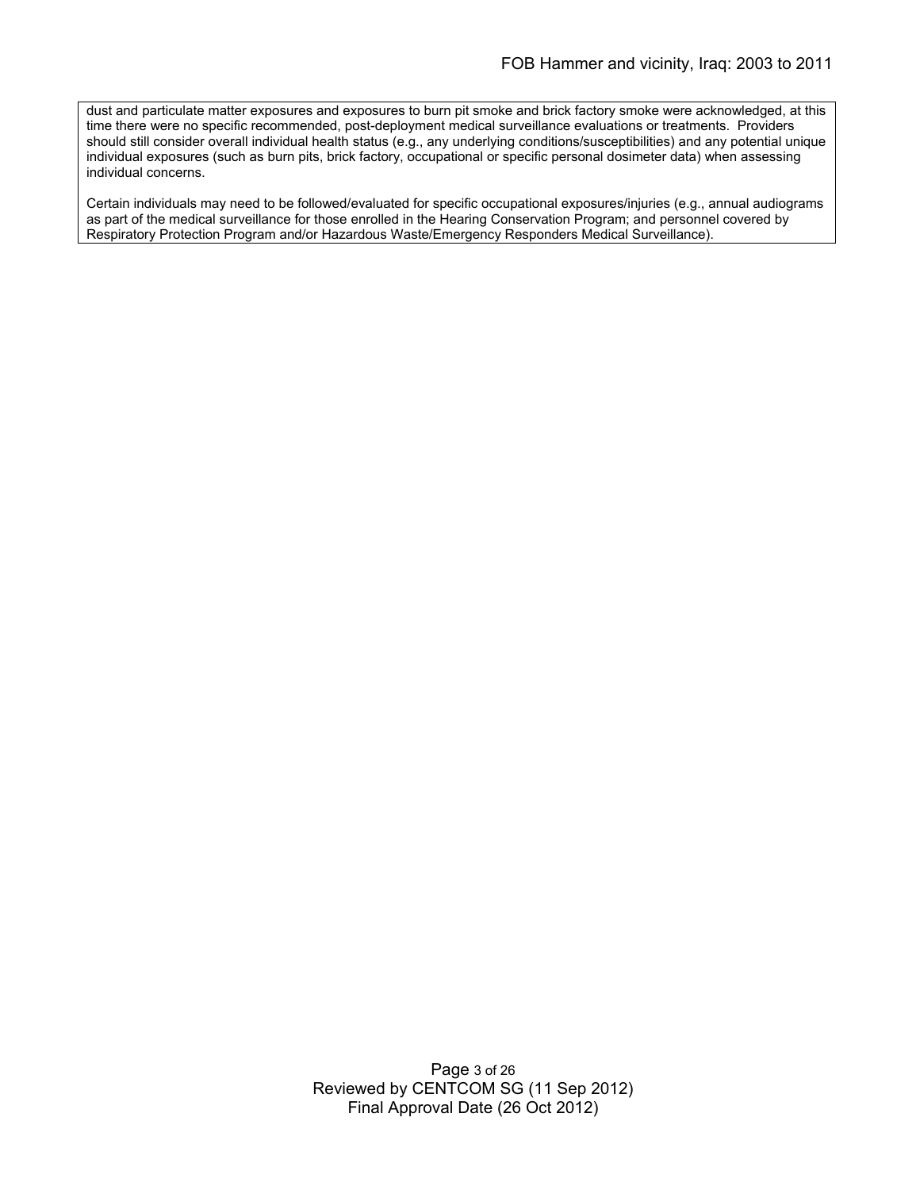dust and particulate matter exposures and exposures to burn pit smoke and brick factory smoke were acknowledged, at this time there were no specific recommended, post-deployment medical surveillance evaluations or treatments. Providers should still consider overall individual health status (e.g., any underlying conditions/susceptibilities) and any potential unique individual exposures (such as burn pits, brick factory, occupational or specific personal dosimeter data) when assessing individual concerns.

Certain individuals may need to be followed/evaluated for specific occupational exposures/injuries (e.g., annual audiograms as part of the medical surveillance for those enrolled in the Hearing Conservation Program; and personnel covered by Respiratory Protection Program and/or Hazardous Waste/Emergency Responders Medical Surveillance).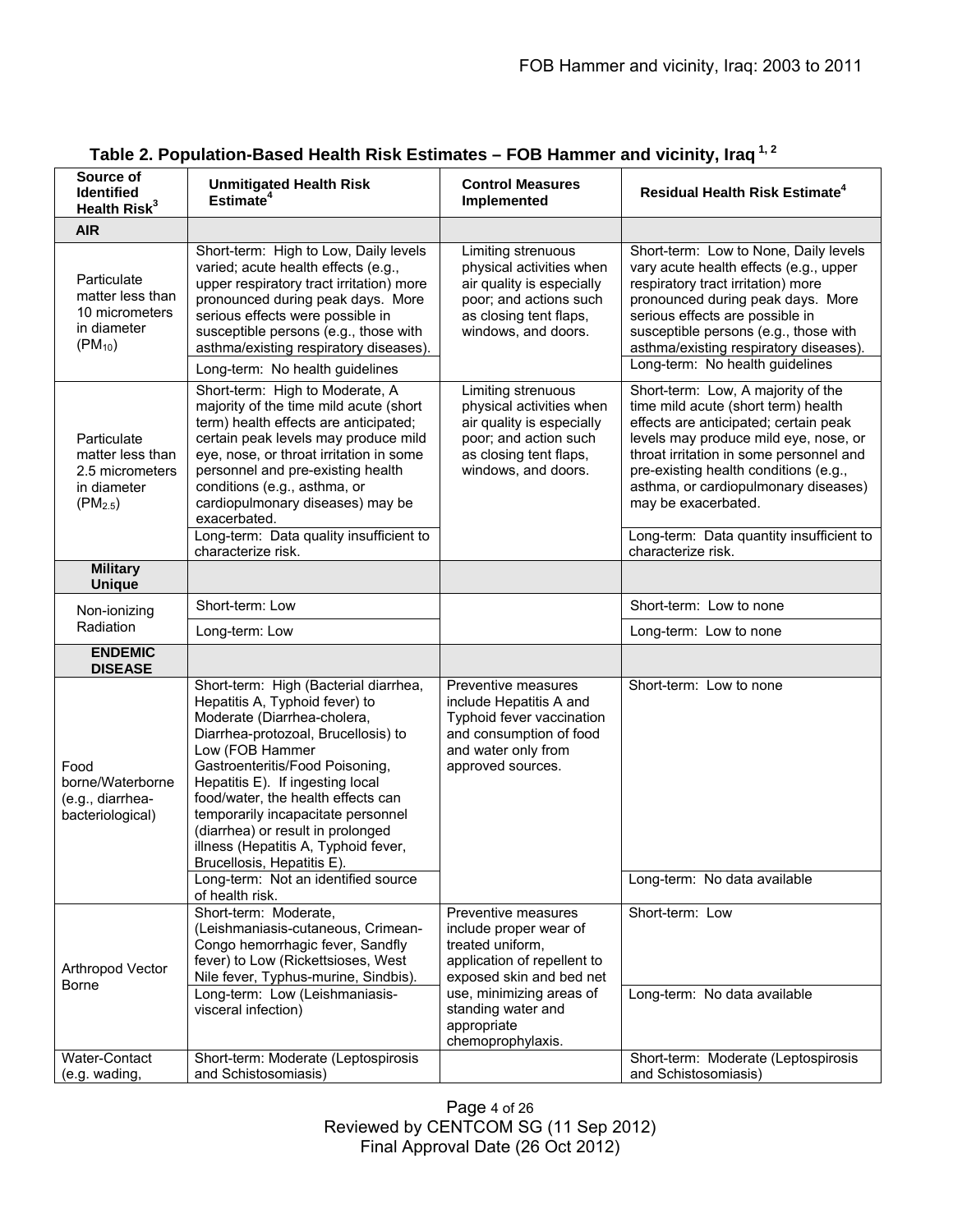## Table 2. Population-Based Health Risk Estimates – FOB Hammer and vicinity, Iraq [1, 2]

| Source of Identified Health Risk[3] | Unmitigated Health Risk Estimate[4] | Control Measures Implemented | Residual Health Risk Estimate[4] |
|---|---|---|---|
| **AIR** | | | |
| Particulate matter less than 10 micrometers in diameter ($PM_{10}$) | Short-term: High to Low, Daily levels varied; acute health effects (e.g., upper respiratory tract irritation) more pronounced during peak days. More serious effects were possible in susceptible persons (e.g., those with asthma/existing respiratory diseases). | Limiting strenuous physical activities when air quality is especially poor; and actions such as closing tent flaps, windows, and doors. | Short-term: Low to None, Daily levels vary acute health effects (e.g., upper respiratory tract irritation) more pronounced during peak days. More serious effects are possible in susceptible persons (e.g., those with asthma/existing respiratory diseases). |
| | Long-term: No health guidelines | | Long-term: No health guidelines |
| Particulate matter less than 2.5 micrometers in diameter ($PM_{2.5}$) | Short-term: High to Moderate, A majority of the time mild acute (short term) health effects are anticipated; certain peak levels may produce mild eye, nose, or throat irritation in some personnel and pre-existing health conditions (e.g., asthma, or cardiopulmonary diseases) may be exacerbated. | Limiting strenuous physical activities when air quality is especially poor; and action such as closing tent flaps, windows, and doors. | Short-term: Low, A majority of the time mild acute (short term) health effects are anticipated; certain peak levels may produce mild eye, nose, or throat irritation in some personnel and pre-existing health conditions (e.g., asthma, or cardiopulmonary diseases) may be exacerbated. |
| | Long-term: Data quality insufficient to characterize risk. | | Long-term: Data quantity insufficient to characterize risk. |
| **Military Unique** | | | |
| Non-ionizing Radiation | Short-term: Low | | Short-term: Low to none |
| | Long-term: Low | | Long-term: Low to none |
| **ENDEMIC DISEASE** | | | |
| Food borne/Waterborne (e.g., diarrhea-bacteriological) | Short-term: High (Bacterial diarrhea, Hepatitis A, Typhoid fever) to Moderate (Diarrhea-cholera, Diarrhea-protozoal, Brucellosis) to Low (FOB Hammer Gastroenteritis/Food Poisoning, Hepatitis E). If ingesting local food/water, the health effects can temporarily incapacitate personnel (diarrhea) or result in prolonged illness (Hepatitis A, Typhoid fever, Brucellosis, Hepatitis E). | Preventive measures include Hepatitis A and Typhoid fever vaccination and consumption of food and water only from approved sources. | Short-term: Low to none |
| | Long-term: Not an identified source of health risk. | | Long-term: No data available |
| Arthropod Vector Borne | Short-term: Moderate, (Leishmaniasis-cutaneous, Crimean-Congo hemorrhagic fever, Sandfly fever) to Low (Rickettsioses, West Nile fever, Typhus-murine, Sindbis). | Preventive measures include proper wear of treated uniform, application of repellent to exposed skin and bed net use, minimizing areas of standing water and appropriate chemoprophylaxis. | Short-term: Low |
| | Long-term: Low (Leishmaniasis-visceral infection) | | Long-term: No data available |
| Water-Contact (e.g. wading, | Short-term: Moderate (Leptospirosis and Schistosomiasis) | | Short-term: Moderate (Leptospirosis and Schistosomiasis) |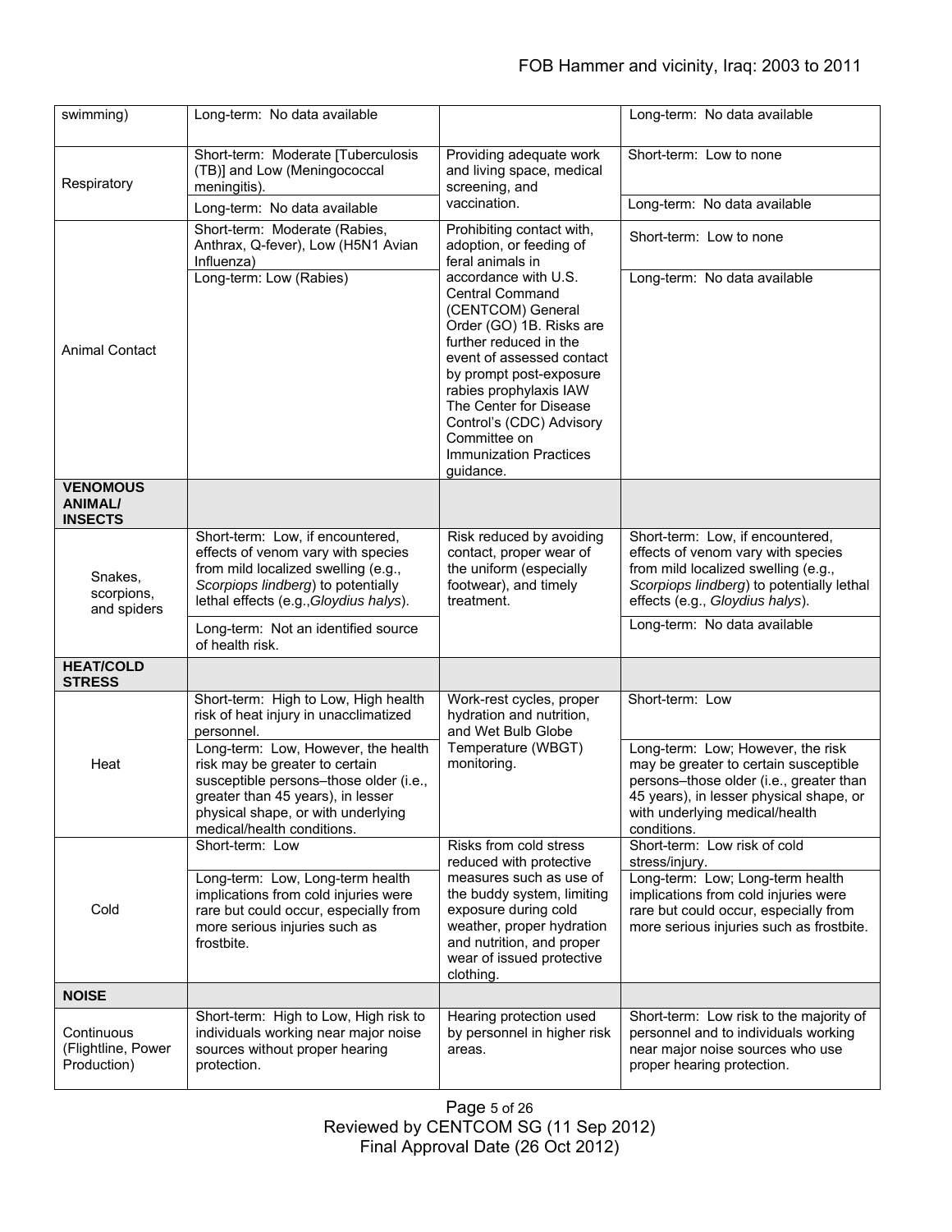| | | | |
|---|---|---|---|
| swimming) | Long-term: No data available | | Long-term: No data available |
| Respiratory | Short-term: Moderate [Tuberculosis (TB)] and Low (Meningococcal meningitis). | Providing adequate work and living space, medical screening, and vaccination. | Short-term: Low to none |
| | Long-term: No data available | | Long-term: No data available |
| Animal Contact | Short-term: Moderate (Rabies, Anthrax, Q-fever), Low (H5N1 Avian Influenza) | Prohibiting contact with, adoption, or feeding of feral animals in accordance with U.S. Central Command (CENTCOM) General Order (GO) 1B. Risks are further reduced in the event of assessed contact by prompt post-exposure rabies prophylaxis IAW The Center for Disease Control's (CDC) Advisory Committee on Immunization Practices guidance. | Short-term: Low to none |
| | Long-term: Low (Rabies) | | Long-term: No data available |
| **VENOMOUS ANIMAL/ INSECTS** | | | |
| Snakes, scorpions, and spiders | Short-term: Low, if encountered, effects of venom vary with species from mild localized swelling (e.g., *Scorpiops lindberg*) to potentially lethal effects (e.g.,*Gloydius halys*). | Risk reduced by avoiding contact, proper wear of the uniform (especially footwear), and timely treatment. | Short-term: Low, if encountered, effects of venom vary with species from mild localized swelling (e.g., *Scorpiops lindberg*) to potentially lethal effects (e.g., *Gloydius halys*). |
| | Long-term: Not an identified source of health risk. | | Long-term: No data available |
| **HEAT/COLD STRESS** | | | |
| Heat | Short-term: High to Low, High health risk of heat injury in unacclimatized personnel. | Work-rest cycles, proper hydration and nutrition, and Wet Bulb Globe Temperature (WBGT) monitoring. | Short-term: Low |
| | Long-term: Low, However, the health risk may be greater to certain susceptible persons–those older (i.e., greater than 45 years), in lesser physical shape, or with underlying medical/health conditions. | | Long-term: Low; However, the risk may be greater to certain susceptible persons–those older (i.e., greater than 45 years), in lesser physical shape, or with underlying medical/health conditions. |
| Cold | Short-term: Low | Risks from cold stress reduced with protective measures such as use of the buddy system, limiting exposure during cold weather, proper hydration and nutrition, and proper wear of issued protective clothing. | Short-term: Low risk of cold stress/injury. |
| | Long-term: Low, Long-term health implications from cold injuries were rare but could occur, especially from more serious injuries such as frostbite. | | Long-term: Low; Long-term health implications from cold injuries were rare but could occur, especially from more serious injuries such as frostbite. |
| **NOISE** | | | |
| Continuous (Flightline, Power Production) | Short-term: High to Low, High risk to individuals working near major noise sources without proper hearing protection. | Hearing protection used by personnel in higher risk areas. | Short-term: Low risk to the majority of personnel and to individuals working near major noise sources who use proper hearing protection. |

Reviewed by CENTCOM SG (11 Sep 2012)
Final Approval Date (26 Oct 2012)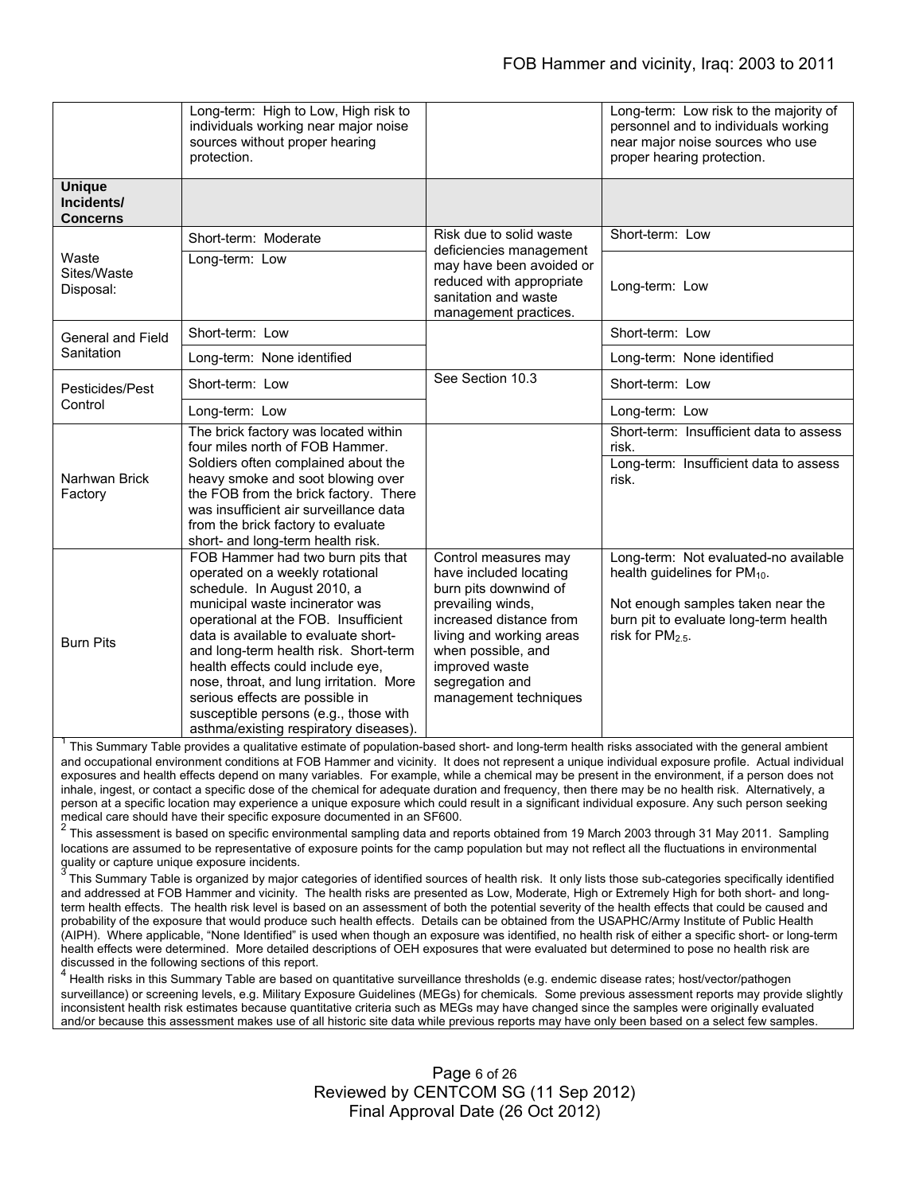| | | | |
|---|---|---|---|
| | Long-term: High to Low, High risk to individuals working near major noise sources without proper hearing protection. | | Long-term: Low risk to the majority of personnel and to individuals working near major noise sources who use proper hearing protection. |
| **Unique Incidents/ Concerns** | | | |
| Waste Sites/Waste Disposal: | Short-term: Moderate | Risk due to solid waste deficiencies management may have been avoided or reduced with appropriate sanitation and waste management practices. | Short-term: Low |
| | Long-term: Low | | Long-term: Low |
| General and Field Sanitation | Short-term: Low | | Short-term: Low |
| | Long-term: None identified | | Long-term: None identified |
| Pesticides/Pest Control | Short-term: Low | See Section 10.3 | Short-term: Low |
| | Long-term: Low | | Long-term: Low |
| Narhwan Brick Factory | The brick factory was located within four miles north of FOB Hammer. Soldiers often complained about the heavy smoke and soot blowing over the FOB from the brick factory. There was insufficient air surveillance data from the brick factory to evaluate short- and long-term health risk. | | Short-term: Insufficient data to assess risk. Long-term: Insufficient data to assess risk. |
| Burn Pits | FOB Hammer had two burn pits that operated on a weekly rotational schedule. In August 2010, a municipal waste incinerator was operational at the FOB. Insufficient data is available to evaluate short- and long-term health risk. Short-term health effects could include eye, nose, throat, and lung irritation. More serious effects are possible in susceptible persons (e.g., those with asthma/existing respiratory diseases). | Control measures may have included locating burn pits downwind of prevailing winds, increased distance from living and working areas when possible, and improved waste segregation and management techniques | Long-term: Not evaluated-no available health guidelines for $PM_{10}$. Not enough samples taken near the burn pit to evaluate long-term health risk for $PM_{2.5}$. |

[1] This Summary Table provides a qualitative estimate of population-based short- and long-term health risks associated with the general ambient and occupational environment conditions at FOB Hammer and vicinity. It does not represent a unique individual exposure profile. Actual individual exposures and health effects depend on many variables. For example, while a chemical may be present in the environment, if a person does not inhale, ingest, or contact a specific dose of the chemical for adequate duration and frequency, then there may be no health risk. Alternatively, a person at a specific location may experience a unique exposure which could result in a significant individual exposure. Any such person seeking medical care should have their specific exposure documented in an SF600.

[2] This assessment is based on specific environmental sampling data and reports obtained from 19 March 2003 through 31 May 2011. Sampling locations are assumed to be representative of exposure points for the camp population but may not reflect all the fluctuations in environmental quality or capture unique exposure incidents.

[3] This Summary Table is organized by major categories of identified sources of health risk. It only lists those sub-categories specifically identified and addressed at FOB Hammer and vicinity. The health risks are presented as Low, Moderate, High or Extremely High for both short- and long-term health effects. The health risk level is based on an assessment of both the potential severity of the health effects that could be caused and probability of the exposure that would produce such health effects. Details can be obtained from the USAPHC/Army Institute of Public Health (AIPH). Where applicable, "None Identified" is used when though an exposure was identified, no health risk of either a specific short- or long-term health effects were determined. More detailed descriptions of OEH exposures that were evaluated but determined to pose no health risk are discussed in the following sections of this report.

[4] Health risks in this Summary Table are based on quantitative surveillance thresholds (e.g. endemic disease rates; host/vector/pathogen surveillance) or screening levels, e.g. Military Exposure Guidelines (MEGs) for chemicals. Some previous assessment reports may provide slightly inconsistent health risk estimates because quantitative criteria such as MEGs may have changed since the samples were originally evaluated and/or because this assessment makes use of all historic site data while previous reports may have only been based on a select few samples.

Reviewed by CENTCOM SG (11 Sep 2012)
Final Approval Date (26 Oct 2012)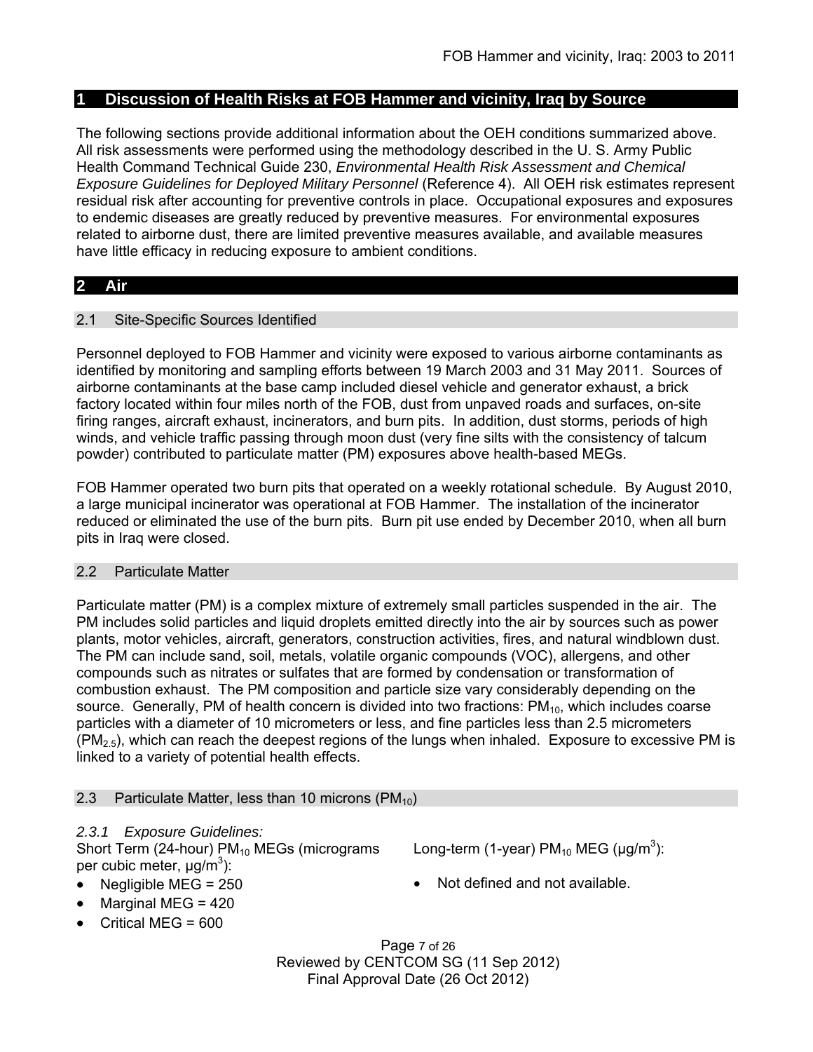# 1 Discussion of Health Risks at FOB Hammer and vicinity, Iraq by Source

The following sections provide additional information about the OEH conditions summarized above. All risk assessments were performed using the methodology described in the U. S. Army Public Health Command Technical Guide 230, *Environmental Health Risk Assessment and Chemical Exposure Guidelines for Deployed Military Personnel* (Reference 4). All OEH risk estimates represent residual risk after accounting for preventive controls in place. Occupational exposures and exposures to endemic diseases are greatly reduced by preventive measures. For environmental exposures related to airborne dust, there are limited preventive measures available, and available measures have little efficacy in reducing exposure to ambient conditions.

# 2 Air

## 2.1 Site-Specific Sources Identified

Personnel deployed to FOB Hammer and vicinity were exposed to various airborne contaminants as identified by monitoring and sampling efforts between 19 March 2003 and 31 May 2011. Sources of airborne contaminants at the base camp included diesel vehicle and generator exhaust, a brick factory located within four miles north of the FOB, dust from unpaved roads and surfaces, on-site firing ranges, aircraft exhaust, incinerators, and burn pits. In addition, dust storms, periods of high winds, and vehicle traffic passing through moon dust (very fine silts with the consistency of talcum powder) contributed to particulate matter (PM) exposures above health-based MEGs.

FOB Hammer operated two burn pits that operated on a weekly rotational schedule. By August 2010, a large municipal incinerator was operational at FOB Hammer. The installation of the incinerator reduced or eliminated the use of the burn pits. Burn pit use ended by December 2010, when all burn pits in Iraq were closed.

## 2.2 Particulate Matter

Particulate matter (PM) is a complex mixture of extremely small particles suspended in the air. The PM includes solid particles and liquid droplets emitted directly into the air by sources such as power plants, motor vehicles, aircraft, generators, construction activities, fires, and natural windblown dust. The PM can include sand, soil, metals, volatile organic compounds (VOC), allergens, and other compounds such as nitrates or sulfates that are formed by condensation or transformation of combustion exhaust. The PM composition and particle size vary considerably depending on the source. Generally, PM of health concern is divided into two fractions: $PM_{10}$, which includes coarse particles with a diameter of 10 micrometers or less, and fine particles less than 2.5 micrometers ($PM_{2.5}$), which can reach the deepest regions of the lungs when inhaled. Exposure to excessive PM is linked to a variety of potential health effects.

## 2.3 Particulate Matter, less than 10 microns ($PM_{10}$)

### *2.3.1 Exposure Guidelines:*

Short Term (24-hour) $PM_{10}$ MEGs (micrograms per cubic meter, $\mu g/m^3$):

- Negligible MEG = 250
- Marginal MEG = 420
- Critical MEG = 600

Long-term (1-year) $PM_{10}$ MEG ($\mu g/m^3$):

- Not defined and not available.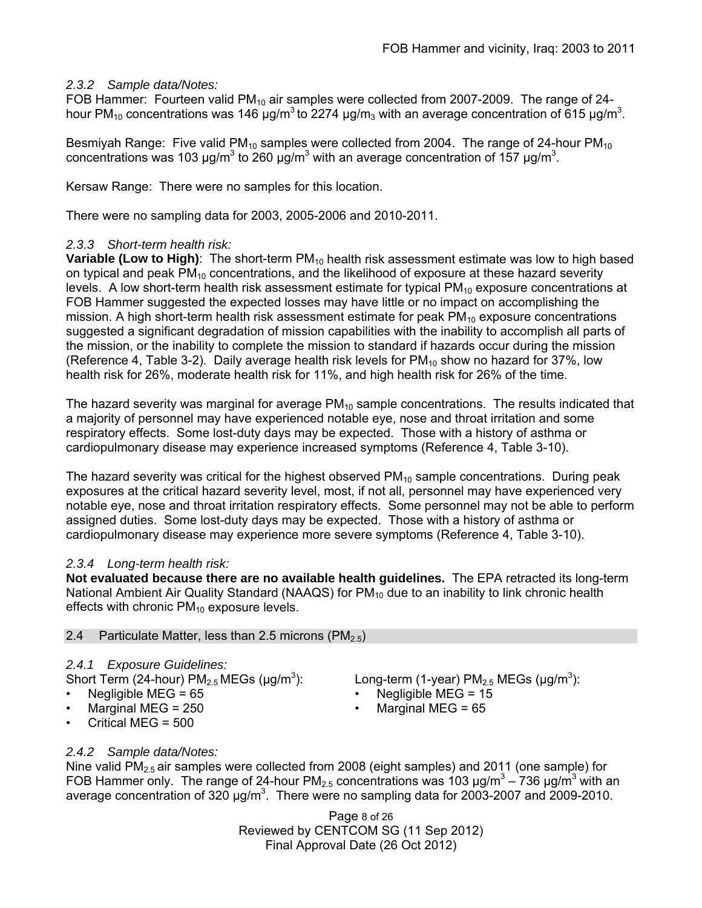### *2.3.2 Sample data/Notes:*

FOB Hammer: Fourteen valid $PM_{10}$ air samples were collected from 2007-2009. The range of 24-hour $PM_{10}$ concentrations was 146 µg/$m^3$ to 2274 µg/$m_3$ with an average concentration of 615 µg/$m^3$.

Besmiyah Range: Five valid $PM_{10}$ samples were collected from 2004. The range of 24-hour $PM_{10}$ concentrations was 103 µg/$m^3$ to 260 µg/$m^3$ with an average concentration of 157 µg/$m^3$.

Kersaw Range: There were no samples for this location.

There were no sampling data for 2003, 2005-2006 and 2010-2011.

### *2.3.3 Short-term health risk:*

**Variable (Low to High)**: The short-term $PM_{10}$ health risk assessment estimate was low to high based on typical and peak $PM_{10}$ concentrations, and the likelihood of exposure at these hazard severity levels. A low short-term health risk assessment estimate for typical $PM_{10}$ exposure concentrations at FOB Hammer suggested the expected losses may have little or no impact on accomplishing the mission. A high short-term health risk assessment estimate for peak $PM_{10}$ exposure concentrations suggested a significant degradation of mission capabilities with the inability to accomplish all parts of the mission, or the inability to complete the mission to standard if hazards occur during the mission (Reference 4, Table 3-2). Daily average health risk levels for $PM_{10}$ show no hazard for 37%, low health risk for 26%, moderate health risk for 11%, and high health risk for 26% of the time.

The hazard severity was marginal for average $PM_{10}$ sample concentrations. The results indicated that a majority of personnel may have experienced notable eye, nose and throat irritation and some respiratory effects. Some lost-duty days may be expected. Those with a history of asthma or cardiopulmonary disease may experience increased symptoms (Reference 4, Table 3-10).

The hazard severity was critical for the highest observed $PM_{10}$ sample concentrations. During peak exposures at the critical hazard severity level, most, if not all, personnel may have experienced very notable eye, nose and throat irritation respiratory effects. Some personnel may not be able to perform assigned duties. Some lost-duty days may be expected. Those with a history of asthma or cardiopulmonary disease may experience more severe symptoms (Reference 4, Table 3-10).

### *2.3.4 Long-term health risk:*

**Not evaluated because there are no available health guidelines.** The EPA retracted its long-term National Ambient Air Quality Standard (NAAQS) for $PM_{10}$ due to an inability to link chronic health effects with chronic $PM_{10}$ exposure levels.

## 2.4 Particulate Matter, less than 2.5 microns ($PM_{2.5}$)

### *2.4.1 Exposure Guidelines:*

Short Term (24-hour) $PM_{2.5}$ MEGs (µg/$m^3$):

- Negligible MEG = 65
- Marginal MEG = 250
- Critical MEG = 500

Long-term (1-year) $PM_{2.5}$ MEGs (µg/$m^3$):

- Negligible MEG = 15
- Marginal MEG = 65

### *2.4.2 Sample data/Notes:*

Nine valid $PM_{2.5}$ air samples were collected from 2008 (eight samples) and 2011 (one sample) for FOB Hammer only. The range of 24-hour $PM_{2.5}$ concentrations was 103 µg/$m^3$ – 736 µg/$m^3$ with an average concentration of 320 µg/$m^3$. There were no sampling data for 2003-2007 and 2009-2010.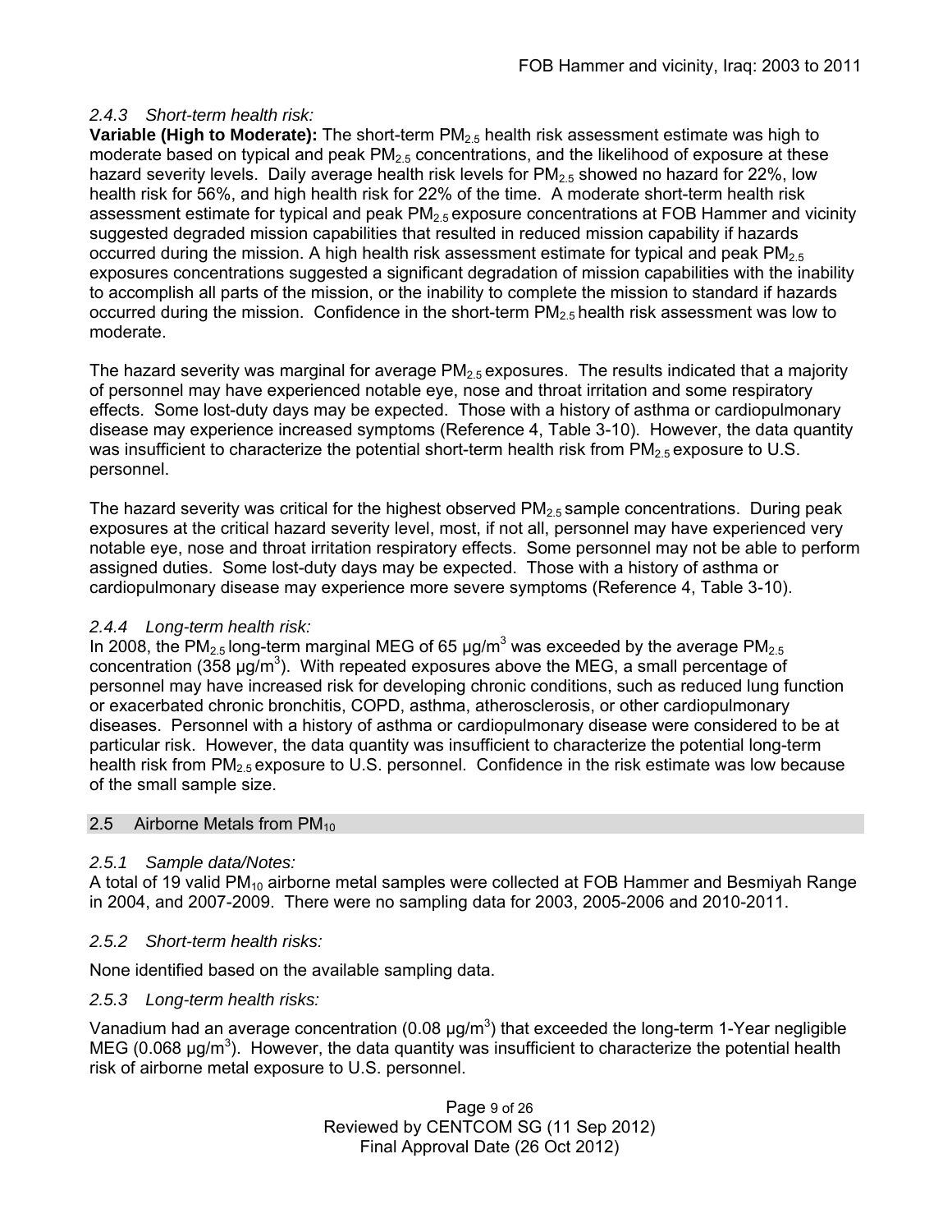### *2.4.3 Short-term health risk:*

**Variable (High to Moderate):** The short-term $PM_{2.5}$ health risk assessment estimate was high to moderate based on typical and peak $PM_{2.5}$ concentrations, and the likelihood of exposure at these hazard severity levels. Daily average health risk levels for $PM_{2.5}$ showed no hazard for 22%, low health risk for 56%, and high health risk for 22% of the time. A moderate short-term health risk assessment estimate for typical and peak $PM_{2.5}$ exposure concentrations at FOB Hammer and vicinity suggested degraded mission capabilities that resulted in reduced mission capability if hazards occurred during the mission. A high health risk assessment estimate for typical and peak $PM_{2.5}$ exposures concentrations suggested a significant degradation of mission capabilities with the inability to accomplish all parts of the mission, or the inability to complete the mission to standard if hazards occurred during the mission. Confidence in the short-term $PM_{2.5}$ health risk assessment was low to moderate.

The hazard severity was marginal for average $PM_{2.5}$ exposures. The results indicated that a majority of personnel may have experienced notable eye, nose and throat irritation and some respiratory effects. Some lost-duty days may be expected. Those with a history of asthma or cardiopulmonary disease may experience increased symptoms (Reference 4, Table 3-10). However, the data quantity was insufficient to characterize the potential short-term health risk from $PM_{2.5}$ exposure to U.S. personnel.

The hazard severity was critical for the highest observed $PM_{2.5}$ sample concentrations. During peak exposures at the critical hazard severity level, most, if not all, personnel may have experienced very notable eye, nose and throat irritation respiratory effects. Some personnel may not be able to perform assigned duties. Some lost-duty days may be expected. Those with a history of asthma or cardiopulmonary disease may experience more severe symptoms (Reference 4, Table 3-10).

### *2.4.4 Long-term health risk:*

In 2008, the $PM_{2.5}$ long-term marginal MEG of 65 $\mu g/m^3$ was exceeded by the average $PM_{2.5}$ concentration (358 $\mu g/m^3$). With repeated exposures above the MEG, a small percentage of personnel may have increased risk for developing chronic conditions, such as reduced lung function or exacerbated chronic bronchitis, COPD, asthma, atherosclerosis, or other cardiopulmonary diseases. Personnel with a history of asthma or cardiopulmonary disease were considered to be at particular risk. However, the data quantity was insufficient to characterize the potential long-term health risk from $PM_{2.5}$ exposure to U.S. personnel. Confidence in the risk estimate was low because of the small sample size.

## 2.5 Airborne Metals from $PM_{10}$

### *2.5.1 Sample data/Notes:*

A total of 19 valid $PM_{10}$ airborne metal samples were collected at FOB Hammer and Besmiyah Range in 2004, and 2007-2009. There were no sampling data for 2003, 2005-2006 and 2010-2011.

### *2.5.2 Short-term health risks:*

None identified based on the available sampling data.

### *2.5.3 Long-term health risks:*

Vanadium had an average concentration (0.08 $\mu g/m^3$) that exceeded the long-term 1-Year negligible MEG (0.068 $\mu g/m^3$). However, the data quantity was insufficient to characterize the potential health risk of airborne metal exposure to U.S. personnel.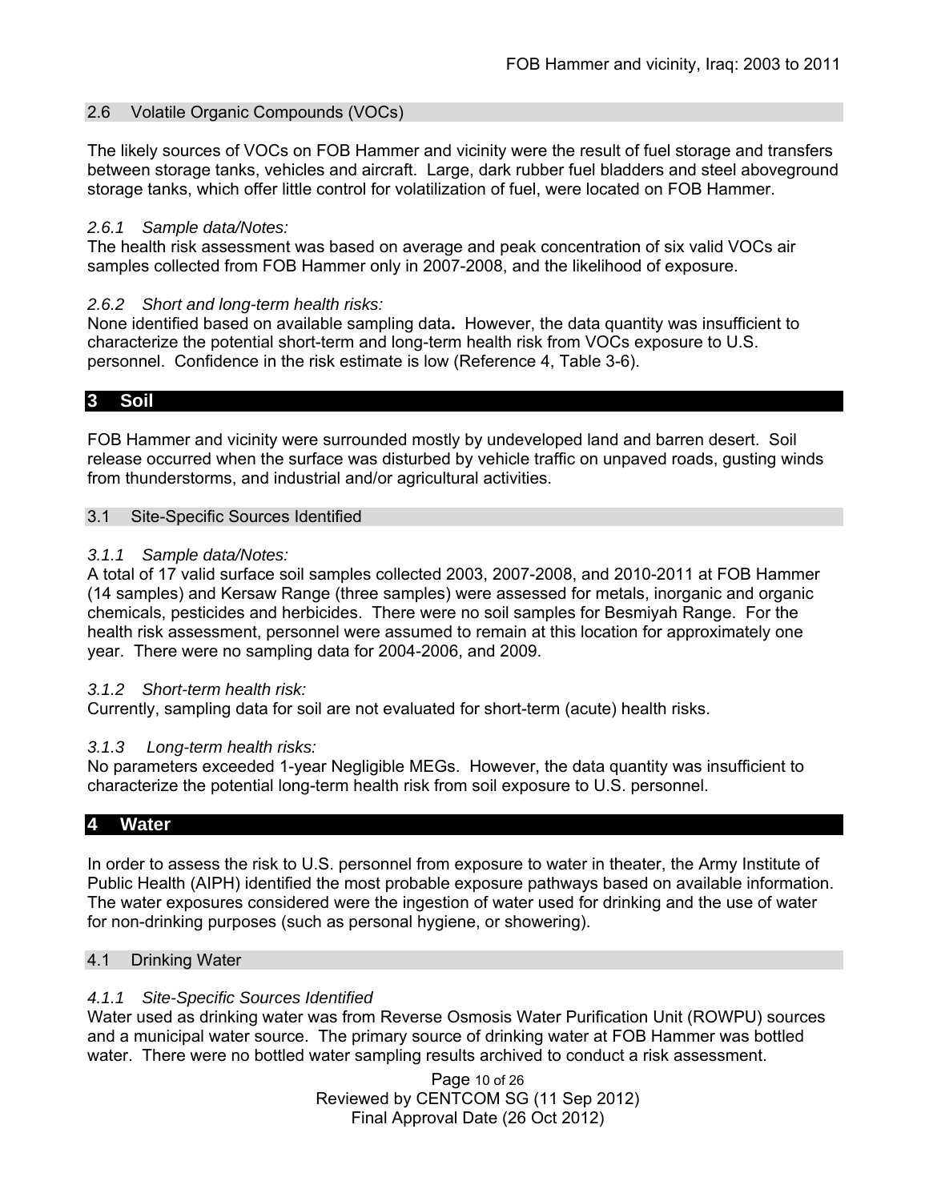### 2.6 Volatile Organic Compounds (VOCs)

The likely sources of VOCs on FOB Hammer and vicinity were the result of fuel storage and transfers between storage tanks, vehicles and aircraft. Large, dark rubber fuel bladders and steel aboveground storage tanks, which offer little control for volatilization of fuel, were located on FOB Hammer.

*2.6.1 Sample data/Notes:*
The health risk assessment was based on average and peak concentration of six valid VOCs air samples collected from FOB Hammer only in 2007-2008, and the likelihood of exposure.

*2.6.2 Short and long-term health risks:*
None identified based on available sampling data**.** However, the data quantity was insufficient to characterize the potential short-term and long-term health risk from VOCs exposure to U.S. personnel. Confidence in the risk estimate is low (Reference 4, Table 3-6).

## 3 Soil

FOB Hammer and vicinity were surrounded mostly by undeveloped land and barren desert. Soil release occurred when the surface was disturbed by vehicle traffic on unpaved roads, gusting winds from thunderstorms, and industrial and/or agricultural activities.

### 3.1 Site-Specific Sources Identified

*3.1.1 Sample data/Notes:*
A total of 17 valid surface soil samples collected 2003, 2007-2008, and 2010-2011 at FOB Hammer (14 samples) and Kersaw Range (three samples) were assessed for metals, inorganic and organic chemicals, pesticides and herbicides. There were no soil samples for Besmiyah Range. For the health risk assessment, personnel were assumed to remain at this location for approximately one year. There were no sampling data for 2004-2006, and 2009.

*3.1.2 Short-term health risk:*
Currently, sampling data for soil are not evaluated for short-term (acute) health risks.

*3.1.3 Long-term health risks:*
No parameters exceeded 1-year Negligible MEGs. However, the data quantity was insufficient to characterize the potential long-term health risk from soil exposure to U.S. personnel.

## 4 Water

In order to assess the risk to U.S. personnel from exposure to water in theater, the Army Institute of Public Health (AIPH) identified the most probable exposure pathways based on available information. The water exposures considered were the ingestion of water used for drinking and the use of water for non-drinking purposes (such as personal hygiene, or showering).

### 4.1 Drinking Water

*4.1.1 Site-Specific Sources Identified*
Water used as drinking water was from Reverse Osmosis Water Purification Unit (ROWPU) sources and a municipal water source. The primary source of drinking water at FOB Hammer was bottled water. There were no bottled water sampling results archived to conduct a risk assessment.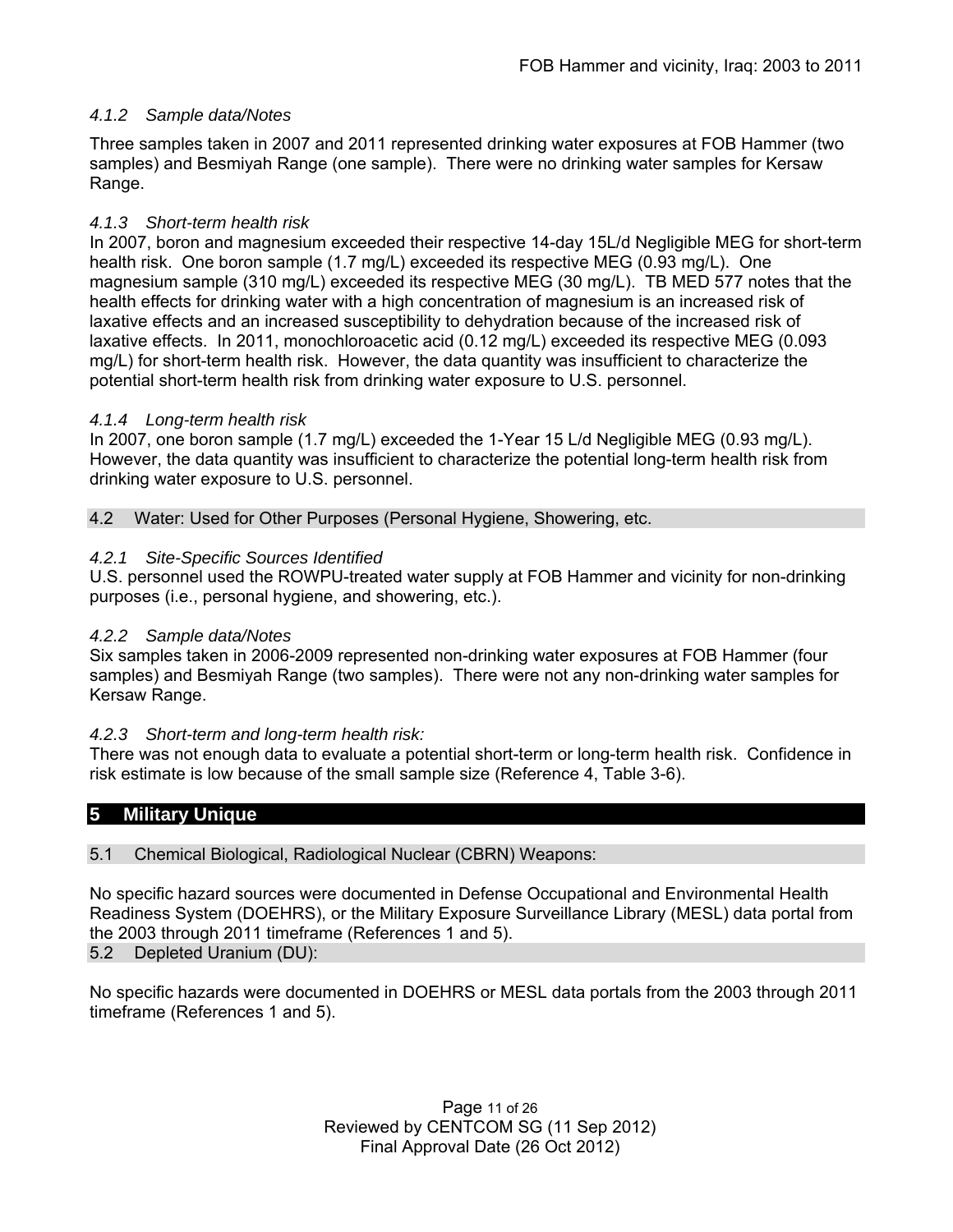#### *4.1.2 Sample data/Notes*

Three samples taken in 2007 and 2011 represented drinking water exposures at FOB Hammer (two samples) and Besmiyah Range (one sample). There were no drinking water samples for Kersaw Range.

#### *4.1.3 Short-term health risk*

In 2007, boron and magnesium exceeded their respective 14-day 15L/d Negligible MEG for short-term health risk. One boron sample (1.7 mg/L) exceeded its respective MEG (0.93 mg/L). One magnesium sample (310 mg/L) exceeded its respective MEG (30 mg/L). TB MED 577 notes that the health effects for drinking water with a high concentration of magnesium is an increased risk of laxative effects and an increased susceptibility to dehydration because of the increased risk of laxative effects. In 2011, monochloroacetic acid (0.12 mg/L) exceeded its respective MEG (0.093 mg/L) for short-term health risk. However, the data quantity was insufficient to characterize the potential short-term health risk from drinking water exposure to U.S. personnel.

#### *4.1.4 Long-term health risk*

In 2007, one boron sample (1.7 mg/L) exceeded the 1-Year 15 L/d Negligible MEG (0.93 mg/L). However, the data quantity was insufficient to characterize the potential long-term health risk from drinking water exposure to U.S. personnel.

### 4.2 Water: Used for Other Purposes (Personal Hygiene, Showering, etc.

#### *4.2.1 Site-Specific Sources Identified*

U.S. personnel used the ROWPU-treated water supply at FOB Hammer and vicinity for non-drinking purposes (i.e., personal hygiene, and showering, etc.).

#### *4.2.2 Sample data/Notes*

Six samples taken in 2006-2009 represented non-drinking water exposures at FOB Hammer (four samples) and Besmiyah Range (two samples). There were not any non-drinking water samples for Kersaw Range.

#### *4.2.3 Short-term and long-term health risk:*

There was not enough data to evaluate a potential short-term or long-term health risk. Confidence in risk estimate is low because of the small sample size (Reference 4, Table 3-6).

## 5 Military Unique

### 5.1 Chemical Biological, Radiological Nuclear (CBRN) Weapons:

No specific hazard sources were documented in Defense Occupational and Environmental Health Readiness System (DOEHRS), or the Military Exposure Surveillance Library (MESL) data portal from the 2003 through 2011 timeframe (References 1 and 5).

### 5.2 Depleted Uranium (DU):

No specific hazards were documented in DOEHRS or MESL data portals from the 2003 through 2011 timeframe (References 1 and 5).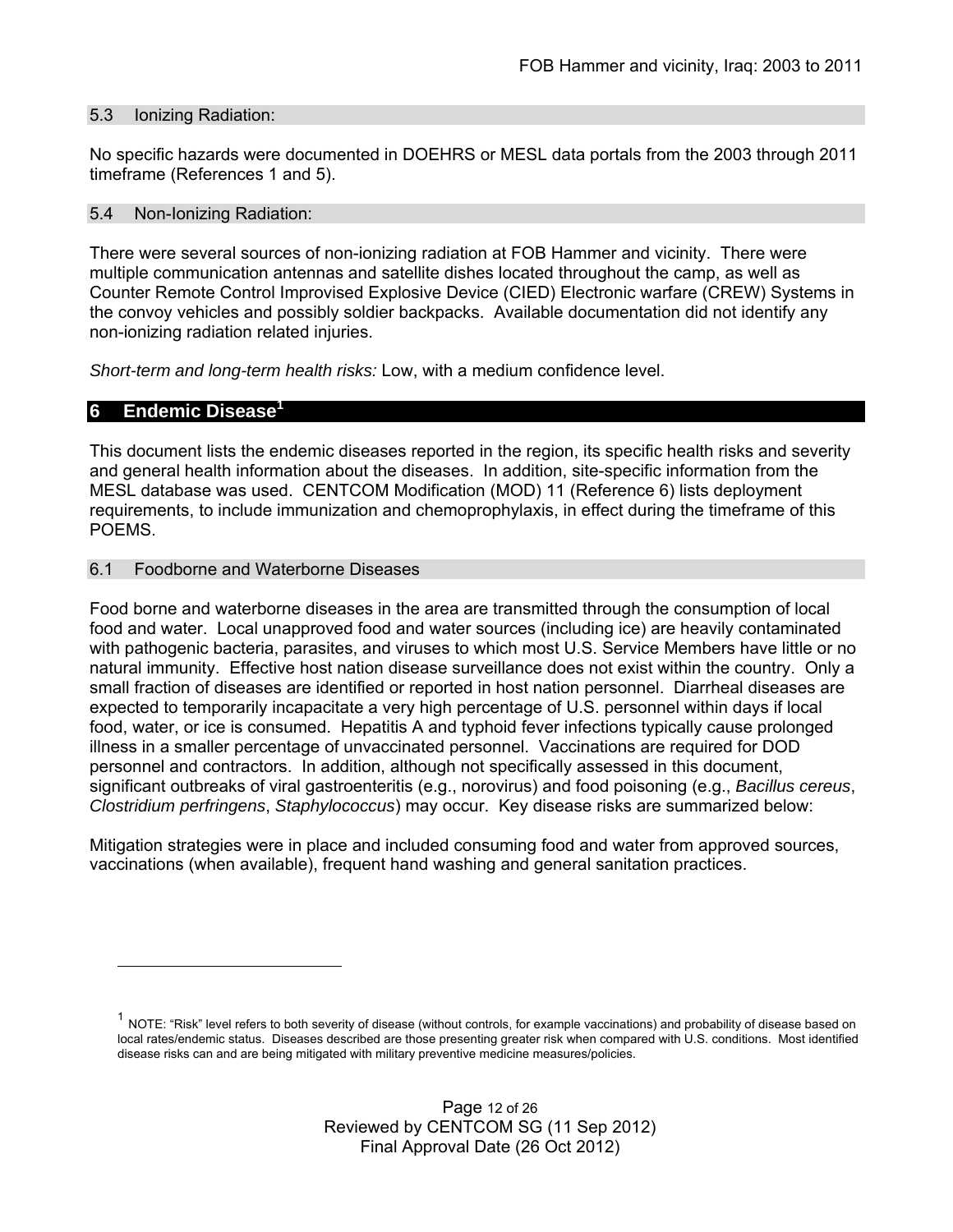### 5.3 Ionizing Radiation:

No specific hazards were documented in DOEHRS or MESL data portals from the 2003 through 2011 timeframe (References 1 and 5).

### 5.4 Non-Ionizing Radiation:

There were several sources of non-ionizing radiation at FOB Hammer and vicinity. There were multiple communication antennas and satellite dishes located throughout the camp, as well as Counter Remote Control Improvised Explosive Device (CIED) Electronic warfare (CREW) Systems in the convoy vehicles and possibly soldier backpacks. Available documentation did not identify any non-ionizing radiation related injuries.

*Short-term and long-term health risks:* Low, with a medium confidence level.

## 6 Endemic Disease[1]

This document lists the endemic diseases reported in the region, its specific health risks and severity and general health information about the diseases. In addition, site-specific information from the MESL database was used. CENTCOM Modification (MOD) 11 (Reference 6) lists deployment requirements, to include immunization and chemoprophylaxis, in effect during the timeframe of this POEMS.

### 6.1 Foodborne and Waterborne Diseases

Food borne and waterborne diseases in the area are transmitted through the consumption of local food and water. Local unapproved food and water sources (including ice) are heavily contaminated with pathogenic bacteria, parasites, and viruses to which most U.S. Service Members have little or no natural immunity. Effective host nation disease surveillance does not exist within the country. Only a small fraction of diseases are identified or reported in host nation personnel. Diarrheal diseases are expected to temporarily incapacitate a very high percentage of U.S. personnel within days if local food, water, or ice is consumed. Hepatitis A and typhoid fever infections typically cause prolonged illness in a smaller percentage of unvaccinated personnel. Vaccinations are required for DOD personnel and contractors. In addition, although not specifically assessed in this document, significant outbreaks of viral gastroenteritis (e.g., norovirus) and food poisoning (e.g., *Bacillus cereus*, *Clostridium perfringens*, *Staphylococcus*) may occur. Key disease risks are summarized below:

Mitigation strategies were in place and included consuming food and water from approved sources, vaccinations (when available), frequent hand washing and general sanitation practices.

---

[1] NOTE: "Risk" level refers to both severity of disease (without controls, for example vaccinations) and probability of disease based on local rates/endemic status. Diseases described are those presenting greater risk when compared with U.S. conditions. Most identified disease risks can and are being mitigated with military preventive medicine measures/policies.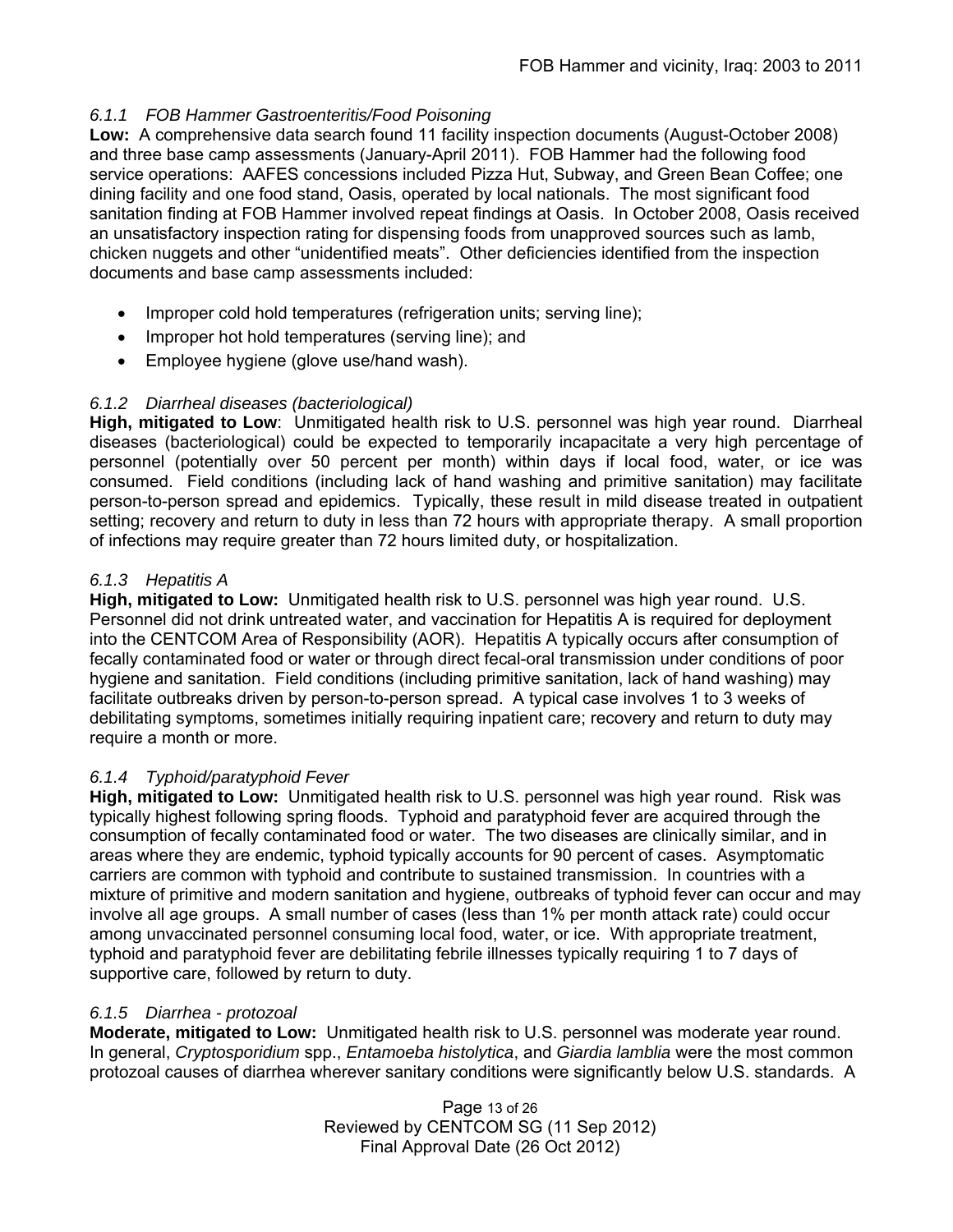### *6.1.1 FOB Hammer Gastroenteritis/Food Poisoning*

**Low:** A comprehensive data search found 11 facility inspection documents (August-October 2008) and three base camp assessments (January-April 2011). FOB Hammer had the following food service operations: AAFES concessions included Pizza Hut, Subway, and Green Bean Coffee; one dining facility and one food stand, Oasis, operated by local nationals. The most significant food sanitation finding at FOB Hammer involved repeat findings at Oasis. In October 2008, Oasis received an unsatisfactory inspection rating for dispensing foods from unapproved sources such as lamb, chicken nuggets and other "unidentified meats". Other deficiencies identified from the inspection documents and base camp assessments included:

- Improper cold hold temperatures (refrigeration units; serving line);
- Improper hot hold temperatures (serving line); and
- Employee hygiene (glove use/hand wash).

### *6.1.2 Diarrheal diseases (bacteriological)*

**High, mitigated to Low**: Unmitigated health risk to U.S. personnel was high year round. Diarrheal diseases (bacteriological) could be expected to temporarily incapacitate a very high percentage of personnel (potentially over 50 percent per month) within days if local food, water, or ice was consumed. Field conditions (including lack of hand washing and primitive sanitation) may facilitate person-to-person spread and epidemics. Typically, these result in mild disease treated in outpatient setting; recovery and return to duty in less than 72 hours with appropriate therapy. A small proportion of infections may require greater than 72 hours limited duty, or hospitalization.

### *6.1.3 Hepatitis A*

**High, mitigated to Low:** Unmitigated health risk to U.S. personnel was high year round. U.S. Personnel did not drink untreated water, and vaccination for Hepatitis A is required for deployment into the CENTCOM Area of Responsibility (AOR). Hepatitis A typically occurs after consumption of fecally contaminated food or water or through direct fecal-oral transmission under conditions of poor hygiene and sanitation. Field conditions (including primitive sanitation, lack of hand washing) may facilitate outbreaks driven by person-to-person spread. A typical case involves 1 to 3 weeks of debilitating symptoms, sometimes initially requiring inpatient care; recovery and return to duty may require a month or more.

### *6.1.4 Typhoid/paratyphoid Fever*

**High, mitigated to Low:** Unmitigated health risk to U.S. personnel was high year round. Risk was typically highest following spring floods. Typhoid and paratyphoid fever are acquired through the consumption of fecally contaminated food or water. The two diseases are clinically similar, and in areas where they are endemic, typhoid typically accounts for 90 percent of cases. Asymptomatic carriers are common with typhoid and contribute to sustained transmission. In countries with a mixture of primitive and modern sanitation and hygiene, outbreaks of typhoid fever can occur and may involve all age groups. A small number of cases (less than 1% per month attack rate) could occur among unvaccinated personnel consuming local food, water, or ice. With appropriate treatment, typhoid and paratyphoid fever are debilitating febrile illnesses typically requiring 1 to 7 days of supportive care, followed by return to duty.

### *6.1.5 Diarrhea - protozoal*

**Moderate, mitigated to Low:** Unmitigated health risk to U.S. personnel was moderate year round. In general, *Cryptosporidium* spp., *Entamoeba histolytica*, and *Giardia lamblia* were the most common protozoal causes of diarrhea wherever sanitary conditions were significantly below U.S. standards. A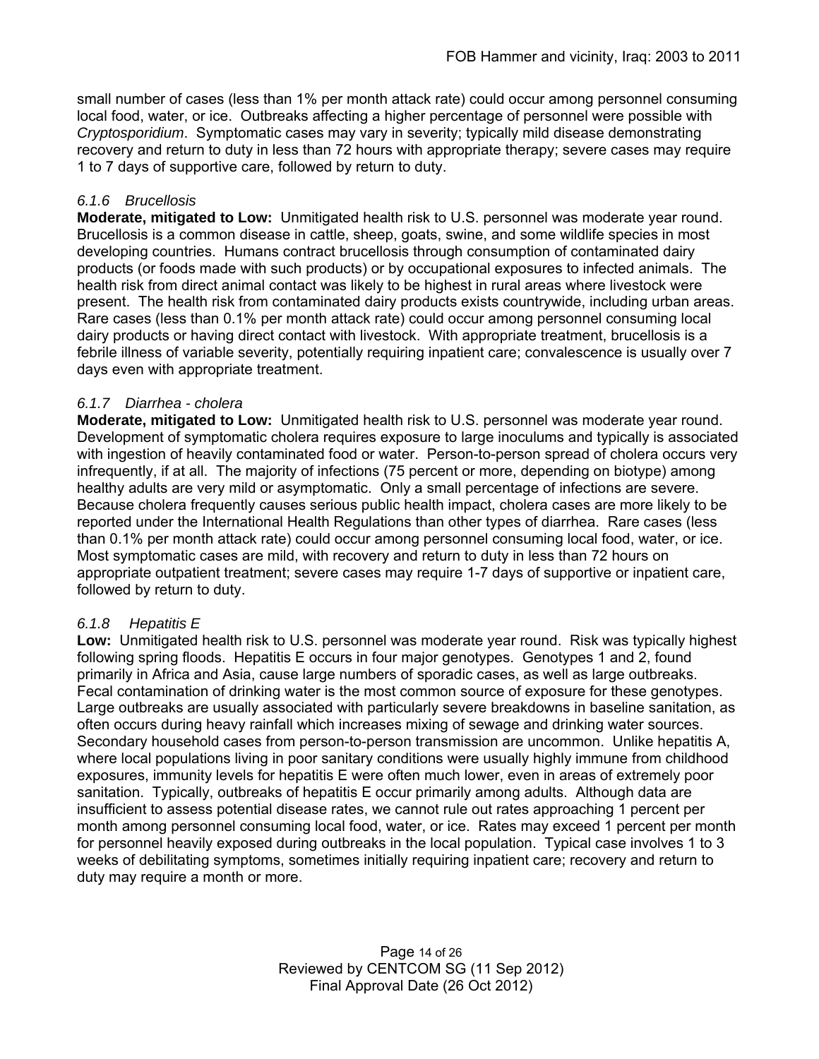small number of cases (less than 1% per month attack rate) could occur among personnel consuming local food, water, or ice. Outbreaks affecting a higher percentage of personnel were possible with *Cryptosporidium*. Symptomatic cases may vary in severity; typically mild disease demonstrating recovery and return to duty in less than 72 hours with appropriate therapy; severe cases may require 1 to 7 days of supportive care, followed by return to duty.

#### *6.1.6 Brucellosis*

**Moderate, mitigated to Low:** Unmitigated health risk to U.S. personnel was moderate year round. Brucellosis is a common disease in cattle, sheep, goats, swine, and some wildlife species in most developing countries. Humans contract brucellosis through consumption of contaminated dairy products (or foods made with such products) or by occupational exposures to infected animals. The health risk from direct animal contact was likely to be highest in rural areas where livestock were present. The health risk from contaminated dairy products exists countrywide, including urban areas. Rare cases (less than 0.1% per month attack rate) could occur among personnel consuming local dairy products or having direct contact with livestock. With appropriate treatment, brucellosis is a febrile illness of variable severity, potentially requiring inpatient care; convalescence is usually over 7 days even with appropriate treatment.

#### *6.1.7 Diarrhea - cholera*

**Moderate, mitigated to Low:** Unmitigated health risk to U.S. personnel was moderate year round. Development of symptomatic cholera requires exposure to large inoculums and typically is associated with ingestion of heavily contaminated food or water. Person-to-person spread of cholera occurs very infrequently, if at all. The majority of infections (75 percent or more, depending on biotype) among healthy adults are very mild or asymptomatic. Only a small percentage of infections are severe. Because cholera frequently causes serious public health impact, cholera cases are more likely to be reported under the International Health Regulations than other types of diarrhea. Rare cases (less than 0.1% per month attack rate) could occur among personnel consuming local food, water, or ice. Most symptomatic cases are mild, with recovery and return to duty in less than 72 hours on appropriate outpatient treatment; severe cases may require 1-7 days of supportive or inpatient care, followed by return to duty.

#### *6.1.8 Hepatitis E*

**Low:** Unmitigated health risk to U.S. personnel was moderate year round. Risk was typically highest following spring floods. Hepatitis E occurs in four major genotypes. Genotypes 1 and 2, found primarily in Africa and Asia, cause large numbers of sporadic cases, as well as large outbreaks. Fecal contamination of drinking water is the most common source of exposure for these genotypes. Large outbreaks are usually associated with particularly severe breakdowns in baseline sanitation, as often occurs during heavy rainfall which increases mixing of sewage and drinking water sources. Secondary household cases from person-to-person transmission are uncommon. Unlike hepatitis A, where local populations living in poor sanitary conditions were usually highly immune from childhood exposures, immunity levels for hepatitis E were often much lower, even in areas of extremely poor sanitation. Typically, outbreaks of hepatitis E occur primarily among adults. Although data are insufficient to assess potential disease rates, we cannot rule out rates approaching 1 percent per month among personnel consuming local food, water, or ice. Rates may exceed 1 percent per month for personnel heavily exposed during outbreaks in the local population. Typical case involves 1 to 3 weeks of debilitating symptoms, sometimes initially requiring inpatient care; recovery and return to duty may require a month or more.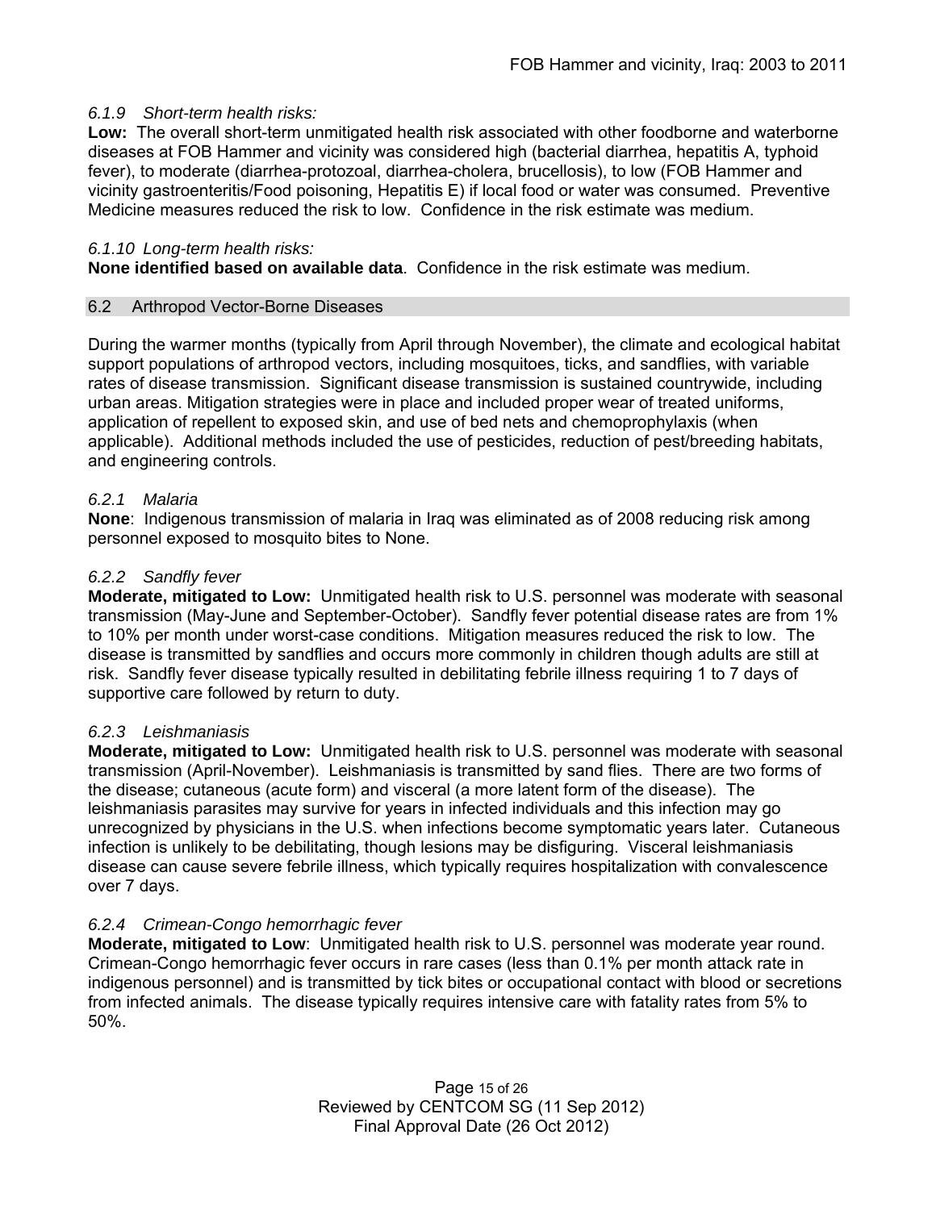#### *6.1.9 Short-term health risks:*

**Low:** The overall short-term unmitigated health risk associated with other foodborne and waterborne diseases at FOB Hammer and vicinity was considered high (bacterial diarrhea, hepatitis A, typhoid fever), to moderate (diarrhea-protozoal, diarrhea-cholera, brucellosis), to low (FOB Hammer and vicinity gastroenteritis/Food poisoning, Hepatitis E) if local food or water was consumed. Preventive Medicine measures reduced the risk to low. Confidence in the risk estimate was medium.

#### *6.1.10 Long-term health risks:*

**None identified based on available data**. Confidence in the risk estimate was medium.

### 6.2 Arthropod Vector-Borne Diseases

During the warmer months (typically from April through November), the climate and ecological habitat support populations of arthropod vectors, including mosquitoes, ticks, and sandflies, with variable rates of disease transmission. Significant disease transmission is sustained countrywide, including urban areas. Mitigation strategies were in place and included proper wear of treated uniforms, application of repellent to exposed skin, and use of bed nets and chemoprophylaxis (when applicable). Additional methods included the use of pesticides, reduction of pest/breeding habitats, and engineering controls.

#### *6.2.1 Malaria*

**None**: Indigenous transmission of malaria in Iraq was eliminated as of 2008 reducing risk among personnel exposed to mosquito bites to None.

#### *6.2.2 Sandfly fever*

**Moderate, mitigated to Low:** Unmitigated health risk to U.S. personnel was moderate with seasonal transmission (May-June and September-October). Sandfly fever potential disease rates are from 1% to 10% per month under worst-case conditions. Mitigation measures reduced the risk to low. The disease is transmitted by sandflies and occurs more commonly in children though adults are still at risk. Sandfly fever disease typically resulted in debilitating febrile illness requiring 1 to 7 days of supportive care followed by return to duty.

#### *6.2.3 Leishmaniasis*

**Moderate, mitigated to Low:** Unmitigated health risk to U.S. personnel was moderate with seasonal transmission (April-November). Leishmaniasis is transmitted by sand flies. There are two forms of the disease; cutaneous (acute form) and visceral (a more latent form of the disease). The leishmaniasis parasites may survive for years in infected individuals and this infection may go unrecognized by physicians in the U.S. when infections become symptomatic years later. Cutaneous infection is unlikely to be debilitating, though lesions may be disfiguring. Visceral leishmaniasis disease can cause severe febrile illness, which typically requires hospitalization with convalescence over 7 days.

#### *6.2.4 Crimean-Congo hemorrhagic fever*

**Moderate, mitigated to Low**: Unmitigated health risk to U.S. personnel was moderate year round. Crimean-Congo hemorrhagic fever occurs in rare cases (less than 0.1% per month attack rate in indigenous personnel) and is transmitted by tick bites or occupational contact with blood or secretions from infected animals. The disease typically requires intensive care with fatality rates from 5% to 50%.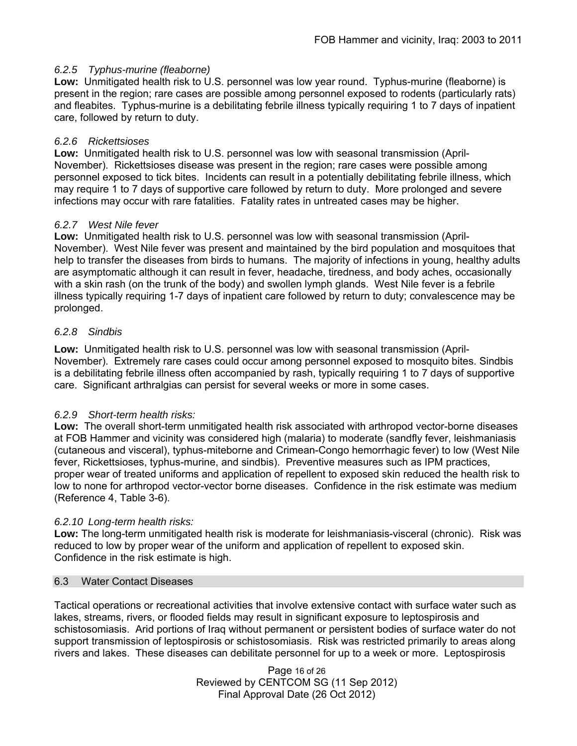#### *6.2.5 Typhus-murine (fleaborne)*

**Low:** Unmitigated health risk to U.S. personnel was low year round. Typhus-murine (fleaborne) is present in the region; rare cases are possible among personnel exposed to rodents (particularly rats) and fleabites. Typhus-murine is a debilitating febrile illness typically requiring 1 to 7 days of inpatient care, followed by return to duty.

#### *6.2.6 Rickettsioses*

**Low:** Unmitigated health risk to U.S. personnel was low with seasonal transmission (April-November). Rickettsioses disease was present in the region; rare cases were possible among personnel exposed to tick bites. Incidents can result in a potentially debilitating febrile illness, which may require 1 to 7 days of supportive care followed by return to duty. More prolonged and severe infections may occur with rare fatalities. Fatality rates in untreated cases may be higher.

#### *6.2.7 West Nile fever*

**Low:** Unmitigated health risk to U.S. personnel was low with seasonal transmission (April-November). West Nile fever was present and maintained by the bird population and mosquitoes that help to transfer the diseases from birds to humans. The majority of infections in young, healthy adults are asymptomatic although it can result in fever, headache, tiredness, and body aches, occasionally with a skin rash (on the trunk of the body) and swollen lymph glands. West Nile fever is a febrile illness typically requiring 1-7 days of inpatient care followed by return to duty; convalescence may be prolonged.

#### *6.2.8 Sindbis*

**Low:** Unmitigated health risk to U.S. personnel was low with seasonal transmission (April-November). Extremely rare cases could occur among personnel exposed to mosquito bites. Sindbis is a debilitating febrile illness often accompanied by rash, typically requiring 1 to 7 days of supportive care. Significant arthralgias can persist for several weeks or more in some cases.

#### *6.2.9 Short-term health risks:*

**Low:** The overall short-term unmitigated health risk associated with arthropod vector-borne diseases at FOB Hammer and vicinity was considered high (malaria) to moderate (sandfly fever, leishmaniasis (cutaneous and visceral), typhus-miteborne and Crimean-Congo hemorrhagic fever) to low (West Nile fever, Rickettsioses, typhus-murine, and sindbis). Preventive measures such as IPM practices, proper wear of treated uniforms and application of repellent to exposed skin reduced the health risk to low to none for arthropod vector-vector borne diseases. Confidence in the risk estimate was medium (Reference 4, Table 3-6).

#### *6.2.10 Long-term health risks:*

**Low:** The long-term unmitigated health risk is moderate for leishmaniasis-visceral (chronic). Risk was reduced to low by proper wear of the uniform and application of repellent to exposed skin. Confidence in the risk estimate is high.

### 6.3 Water Contact Diseases

Tactical operations or recreational activities that involve extensive contact with surface water such as lakes, streams, rivers, or flooded fields may result in significant exposure to leptospirosis and schistosomiasis. Arid portions of Iraq without permanent or persistent bodies of surface water do not support transmission of leptospirosis or schistosomiasis. Risk was restricted primarily to areas along rivers and lakes. These diseases can debilitate personnel for up to a week or more. Leptospirosis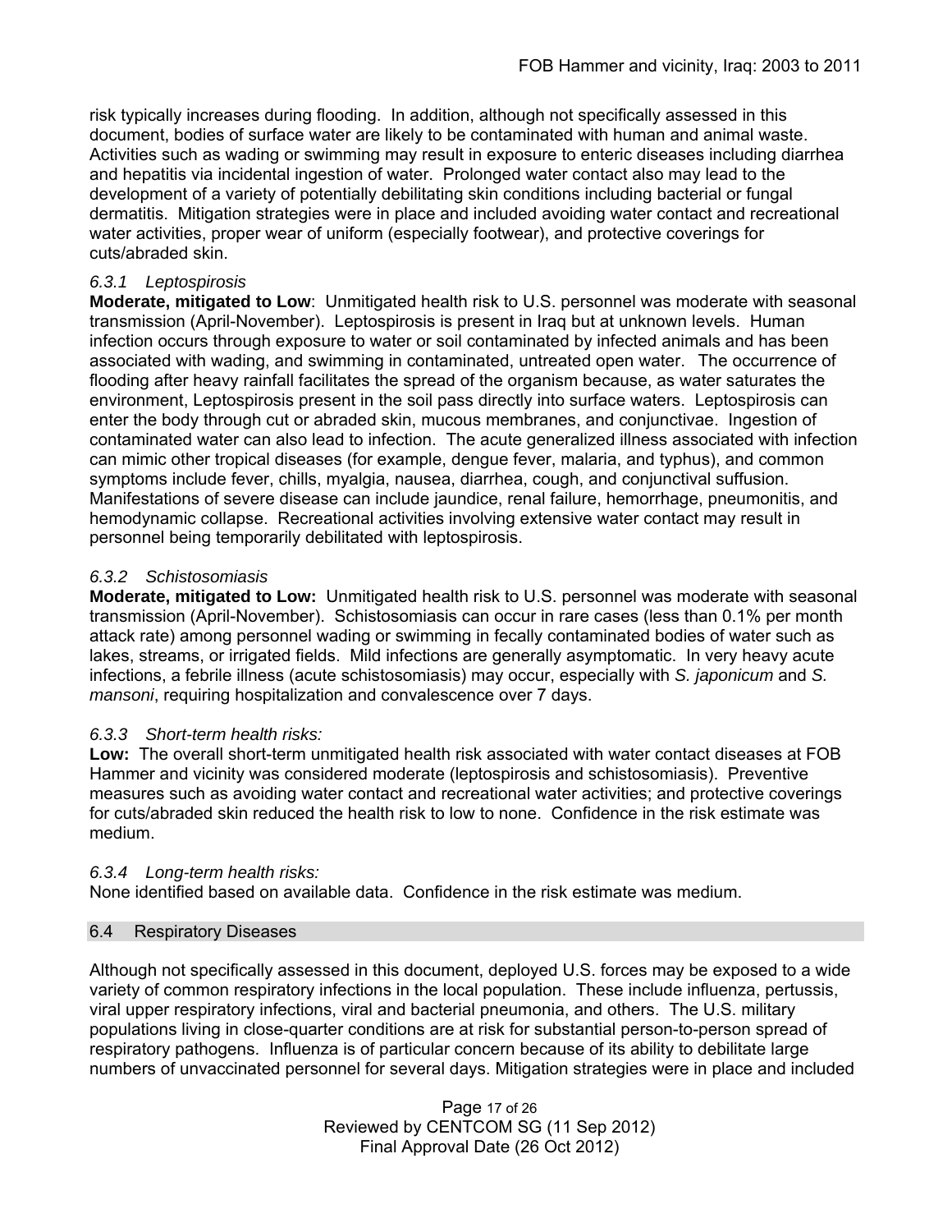risk typically increases during flooding. In addition, although not specifically assessed in this document, bodies of surface water are likely to be contaminated with human and animal waste. Activities such as wading or swimming may result in exposure to enteric diseases including diarrhea and hepatitis via incidental ingestion of water. Prolonged water contact also may lead to the development of a variety of potentially debilitating skin conditions including bacterial or fungal dermatitis. Mitigation strategies were in place and included avoiding water contact and recreational water activities, proper wear of uniform (especially footwear), and protective coverings for cuts/abraded skin.

#### *6.3.1 Leptospirosis*

**Moderate, mitigated to Low**: Unmitigated health risk to U.S. personnel was moderate with seasonal transmission (April-November). Leptospirosis is present in Iraq but at unknown levels. Human infection occurs through exposure to water or soil contaminated by infected animals and has been associated with wading, and swimming in contaminated, untreated open water. The occurrence of flooding after heavy rainfall facilitates the spread of the organism because, as water saturates the environment, Leptospirosis present in the soil pass directly into surface waters. Leptospirosis can enter the body through cut or abraded skin, mucous membranes, and conjunctivae. Ingestion of contaminated water can also lead to infection. The acute generalized illness associated with infection can mimic other tropical diseases (for example, dengue fever, malaria, and typhus), and common symptoms include fever, chills, myalgia, nausea, diarrhea, cough, and conjunctival suffusion. Manifestations of severe disease can include jaundice, renal failure, hemorrhage, pneumonitis, and hemodynamic collapse. Recreational activities involving extensive water contact may result in personnel being temporarily debilitated with leptospirosis.

#### *6.3.2 Schistosomiasis*

**Moderate, mitigated to Low:** Unmitigated health risk to U.S. personnel was moderate with seasonal transmission (April-November). Schistosomiasis can occur in rare cases (less than 0.1% per month attack rate) among personnel wading or swimming in fecally contaminated bodies of water such as lakes, streams, or irrigated fields. Mild infections are generally asymptomatic. In very heavy acute infections, a febrile illness (acute schistosomiasis) may occur, especially with *S. japonicum* and *S. mansoni*, requiring hospitalization and convalescence over 7 days.

#### *6.3.3 Short-term health risks:*

**Low:** The overall short-term unmitigated health risk associated with water contact diseases at FOB Hammer and vicinity was considered moderate (leptospirosis and schistosomiasis). Preventive measures such as avoiding water contact and recreational water activities; and protective coverings for cuts/abraded skin reduced the health risk to low to none. Confidence in the risk estimate was medium.

#### *6.3.4 Long-term health risks:*

None identified based on available data. Confidence in the risk estimate was medium.

### 6.4 Respiratory Diseases

Although not specifically assessed in this document, deployed U.S. forces may be exposed to a wide variety of common respiratory infections in the local population. These include influenza, pertussis, viral upper respiratory infections, viral and bacterial pneumonia, and others. The U.S. military populations living in close-quarter conditions are at risk for substantial person-to-person spread of respiratory pathogens. Influenza is of particular concern because of its ability to debilitate large numbers of unvaccinated personnel for several days. Mitigation strategies were in place and included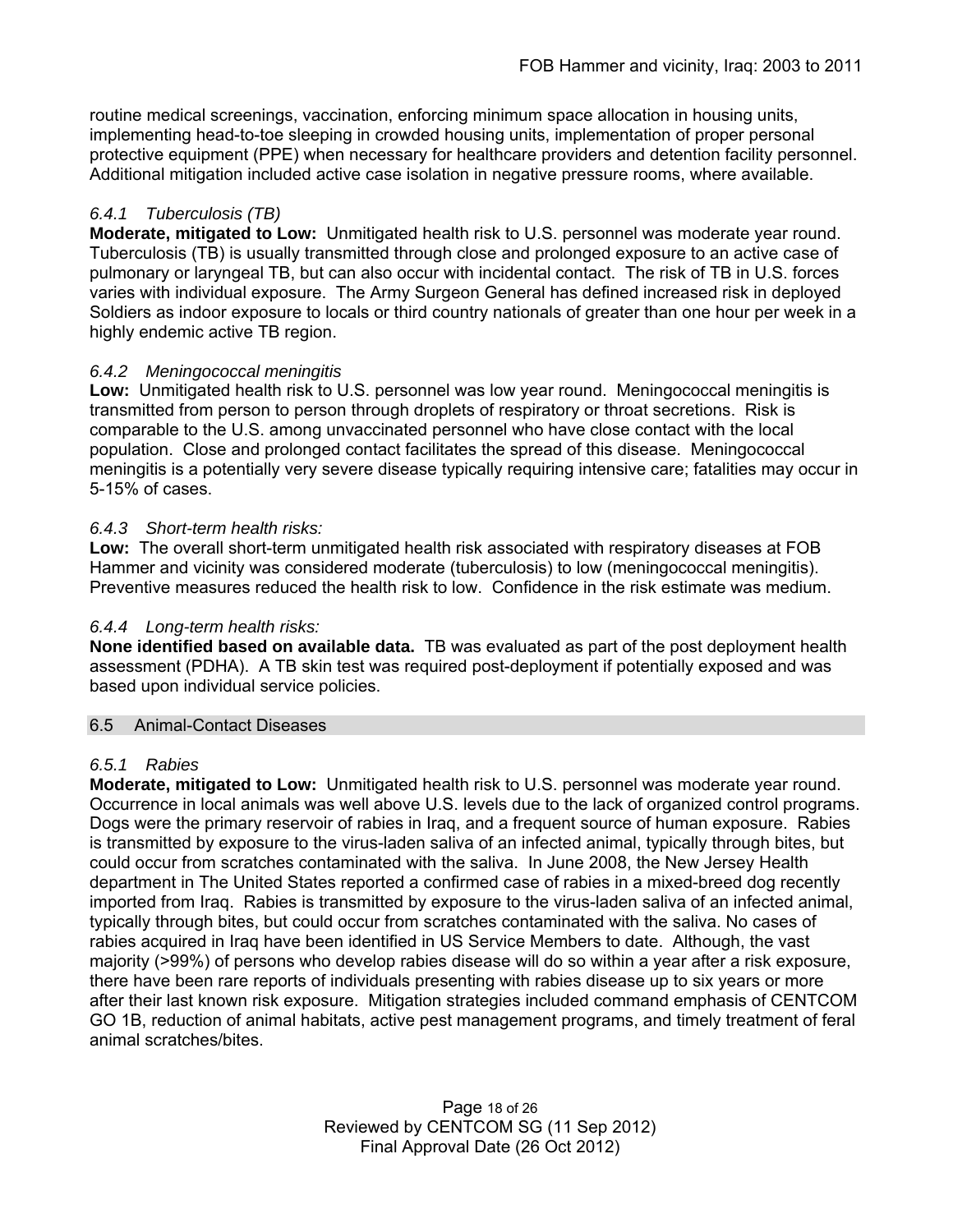routine medical screenings, vaccination, enforcing minimum space allocation in housing units, implementing head-to-toe sleeping in crowded housing units, implementation of proper personal protective equipment (PPE) when necessary for healthcare providers and detention facility personnel. Additional mitigation included active case isolation in negative pressure rooms, where available.

#### *6.4.1 Tuberculosis (TB)*

**Moderate, mitigated to Low:** Unmitigated health risk to U.S. personnel was moderate year round. Tuberculosis (TB) is usually transmitted through close and prolonged exposure to an active case of pulmonary or laryngeal TB, but can also occur with incidental contact. The risk of TB in U.S. forces varies with individual exposure. The Army Surgeon General has defined increased risk in deployed Soldiers as indoor exposure to locals or third country nationals of greater than one hour per week in a highly endemic active TB region.

#### *6.4.2 Meningococcal meningitis*

**Low:** Unmitigated health risk to U.S. personnel was low year round. Meningococcal meningitis is transmitted from person to person through droplets of respiratory or throat secretions. Risk is comparable to the U.S. among unvaccinated personnel who have close contact with the local population. Close and prolonged contact facilitates the spread of this disease. Meningococcal meningitis is a potentially very severe disease typically requiring intensive care; fatalities may occur in 5-15% of cases.

#### *6.4.3 Short-term health risks:*

**Low:** The overall short-term unmitigated health risk associated with respiratory diseases at FOB Hammer and vicinity was considered moderate (tuberculosis) to low (meningococcal meningitis). Preventive measures reduced the health risk to low. Confidence in the risk estimate was medium.

#### *6.4.4 Long-term health risks:*

**None identified based on available data.** TB was evaluated as part of the post deployment health assessment (PDHA). A TB skin test was required post-deployment if potentially exposed and was based upon individual service policies.

### 6.5 Animal-Contact Diseases

#### *6.5.1 Rabies*

**Moderate, mitigated to Low:** Unmitigated health risk to U.S. personnel was moderate year round. Occurrence in local animals was well above U.S. levels due to the lack of organized control programs. Dogs were the primary reservoir of rabies in Iraq, and a frequent source of human exposure. Rabies is transmitted by exposure to the virus-laden saliva of an infected animal, typically through bites, but could occur from scratches contaminated with the saliva. In June 2008, the New Jersey Health department in The United States reported a confirmed case of rabies in a mixed-breed dog recently imported from Iraq. Rabies is transmitted by exposure to the virus-laden saliva of an infected animal, typically through bites, but could occur from scratches contaminated with the saliva. No cases of rabies acquired in Iraq have been identified in US Service Members to date. Although, the vast majority (>99%) of persons who develop rabies disease will do so within a year after a risk exposure, there have been rare reports of individuals presenting with rabies disease up to six years or more after their last known risk exposure. Mitigation strategies included command emphasis of CENTCOM GO 1B, reduction of animal habitats, active pest management programs, and timely treatment of feral animal scratches/bites.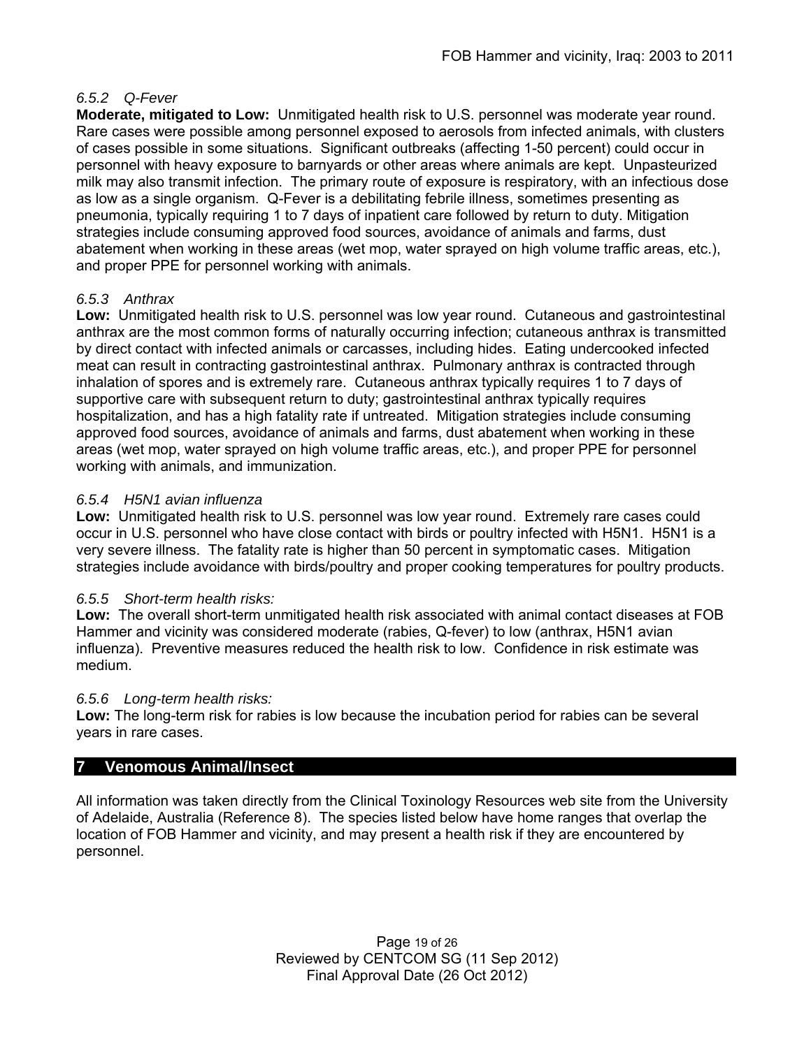#### *6.5.2 Q-Fever*

**Moderate, mitigated to Low:** Unmitigated health risk to U.S. personnel was moderate year round. Rare cases were possible among personnel exposed to aerosols from infected animals, with clusters of cases possible in some situations. Significant outbreaks (affecting 1-50 percent) could occur in personnel with heavy exposure to barnyards or other areas where animals are kept. Unpasteurized milk may also transmit infection. The primary route of exposure is respiratory, with an infectious dose as low as a single organism. Q-Fever is a debilitating febrile illness, sometimes presenting as pneumonia, typically requiring 1 to 7 days of inpatient care followed by return to duty. Mitigation strategies include consuming approved food sources, avoidance of animals and farms, dust abatement when working in these areas (wet mop, water sprayed on high volume traffic areas, etc.), and proper PPE for personnel working with animals.

#### *6.5.3 Anthrax*

**Low:** Unmitigated health risk to U.S. personnel was low year round. Cutaneous and gastrointestinal anthrax are the most common forms of naturally occurring infection; cutaneous anthrax is transmitted by direct contact with infected animals or carcasses, including hides. Eating undercooked infected meat can result in contracting gastrointestinal anthrax. Pulmonary anthrax is contracted through inhalation of spores and is extremely rare. Cutaneous anthrax typically requires 1 to 7 days of supportive care with subsequent return to duty; gastrointestinal anthrax typically requires hospitalization, and has a high fatality rate if untreated. Mitigation strategies include consuming approved food sources, avoidance of animals and farms, dust abatement when working in these areas (wet mop, water sprayed on high volume traffic areas, etc.), and proper PPE for personnel working with animals, and immunization.

#### *6.5.4 H5N1 avian influenza*

**Low:** Unmitigated health risk to U.S. personnel was low year round. Extremely rare cases could occur in U.S. personnel who have close contact with birds or poultry infected with H5N1. H5N1 is a very severe illness. The fatality rate is higher than 50 percent in symptomatic cases. Mitigation strategies include avoidance with birds/poultry and proper cooking temperatures for poultry products.

#### *6.5.5 Short-term health risks:*

**Low:** The overall short-term unmitigated health risk associated with animal contact diseases at FOB Hammer and vicinity was considered moderate (rabies, Q-fever) to low (anthrax, H5N1 avian influenza). Preventive measures reduced the health risk to low. Confidence in risk estimate was medium.

#### *6.5.6 Long-term health risks:*

**Low:** The long-term risk for rabies is low because the incubation period for rabies can be several years in rare cases.

## 7 Venomous Animal/Insect

All information was taken directly from the Clinical Toxinology Resources web site from the University of Adelaide, Australia (Reference 8). The species listed below have home ranges that overlap the location of FOB Hammer and vicinity, and may present a health risk if they are encountered by personnel.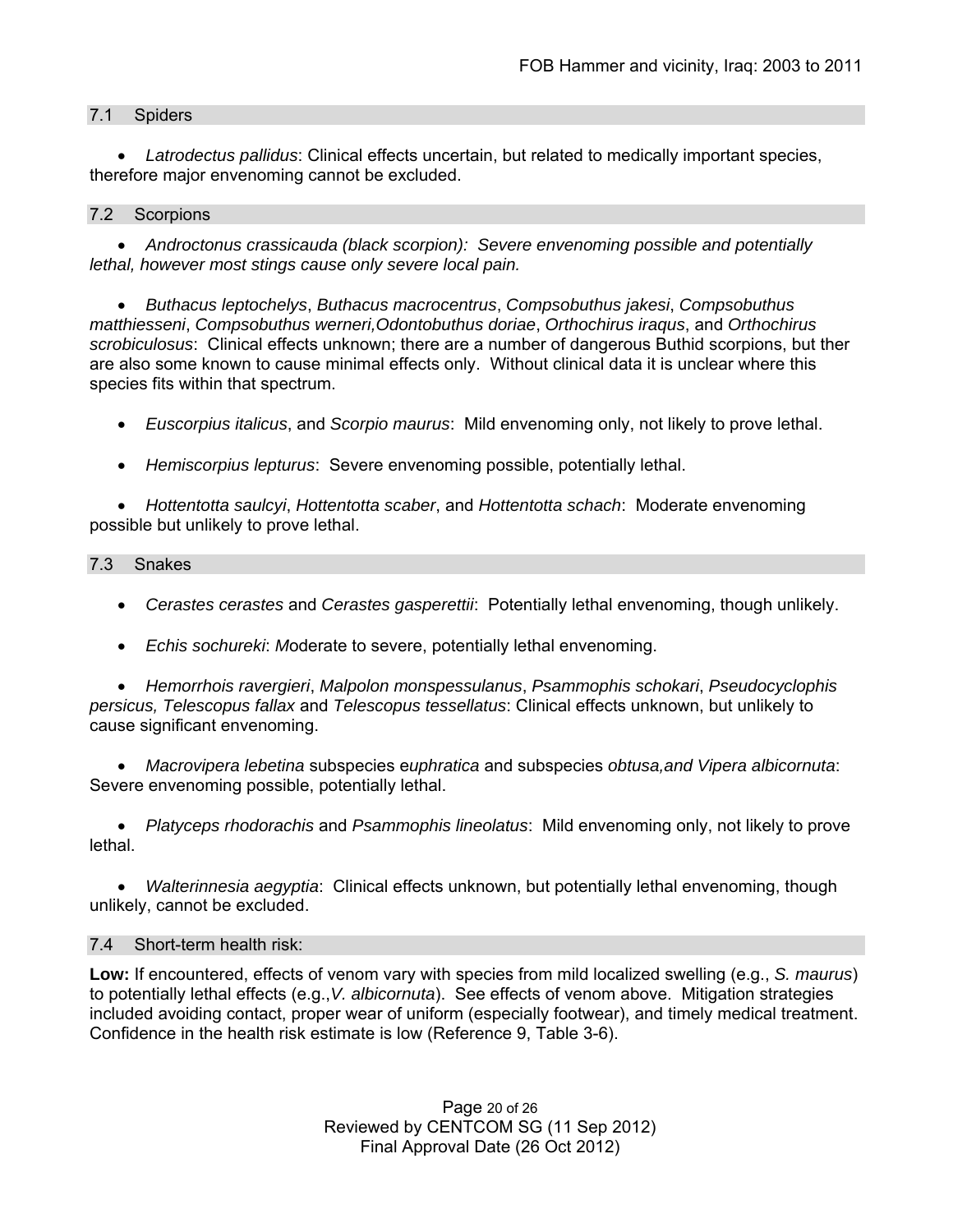### 7.1 Spiders

- *Latrodectus pallidus*: Clinical effects uncertain, but related to medically important species, therefore major envenoming cannot be excluded.

### 7.2 Scorpions

- *Androctonus crassicauda (black scorpion): Severe envenoming possible and potentially lethal, however most stings cause only severe local pain.*

- *Buthacus leptochelys*, *Buthacus macrocentrus*, *Compsobuthus jakesi*, *Compsobuthus matthiesseni*, *Compsobuthus werneri,Odontobuthus doriae*, *Orthochirus iraqus*, and *Orthochirus scrobiculosus*: Clinical effects unknown; there are a number of dangerous Buthid scorpions, but ther are also some known to cause minimal effects only. Without clinical data it is unclear where this species fits within that spectrum.

- *Euscorpius italicus*, and *Scorpio maurus*: Mild envenoming only, not likely to prove lethal.

- *Hemiscorpius lepturus*: Severe envenoming possible, potentially lethal.

- *Hottentotta saulcyi*, *Hottentotta scaber*, and *Hottentotta schach*: Moderate envenoming possible but unlikely to prove lethal.

### 7.3 Snakes

- *Cerastes cerastes* and *Cerastes gasperettii*: Potentially lethal envenoming, though unlikely.

- *Echis sochureki*: *M*oderate to severe, potentially lethal envenoming.

- *Hemorrhois ravergieri*, *Malpolon monspessulanus*, *Psammophis schokari*, *Pseudocyclophis persicus, Telescopus fallax* and *Telescopus tessellatus*: Clinical effects unknown, but unlikely to cause significant envenoming.

- *Macrovipera lebetina* subspecies e*uphratica* and subspecies *obtusa,and Vipera albicornuta*: Severe envenoming possible, potentially lethal.

- *Platyceps rhodorachis* and *Psammophis lineolatus*: Mild envenoming only, not likely to prove lethal.

- *Walterinnesia aegyptia*: Clinical effects unknown, but potentially lethal envenoming, though unlikely, cannot be excluded.

### 7.4 Short-term health risk:

**Low:** If encountered, effects of venom vary with species from mild localized swelling (e.g., *S. maurus*) to potentially lethal effects (e.g.,*V. albicornuta*). See effects of venom above. Mitigation strategies included avoiding contact, proper wear of uniform (especially footwear), and timely medical treatment. Confidence in the health risk estimate is low (Reference 9, Table 3-6).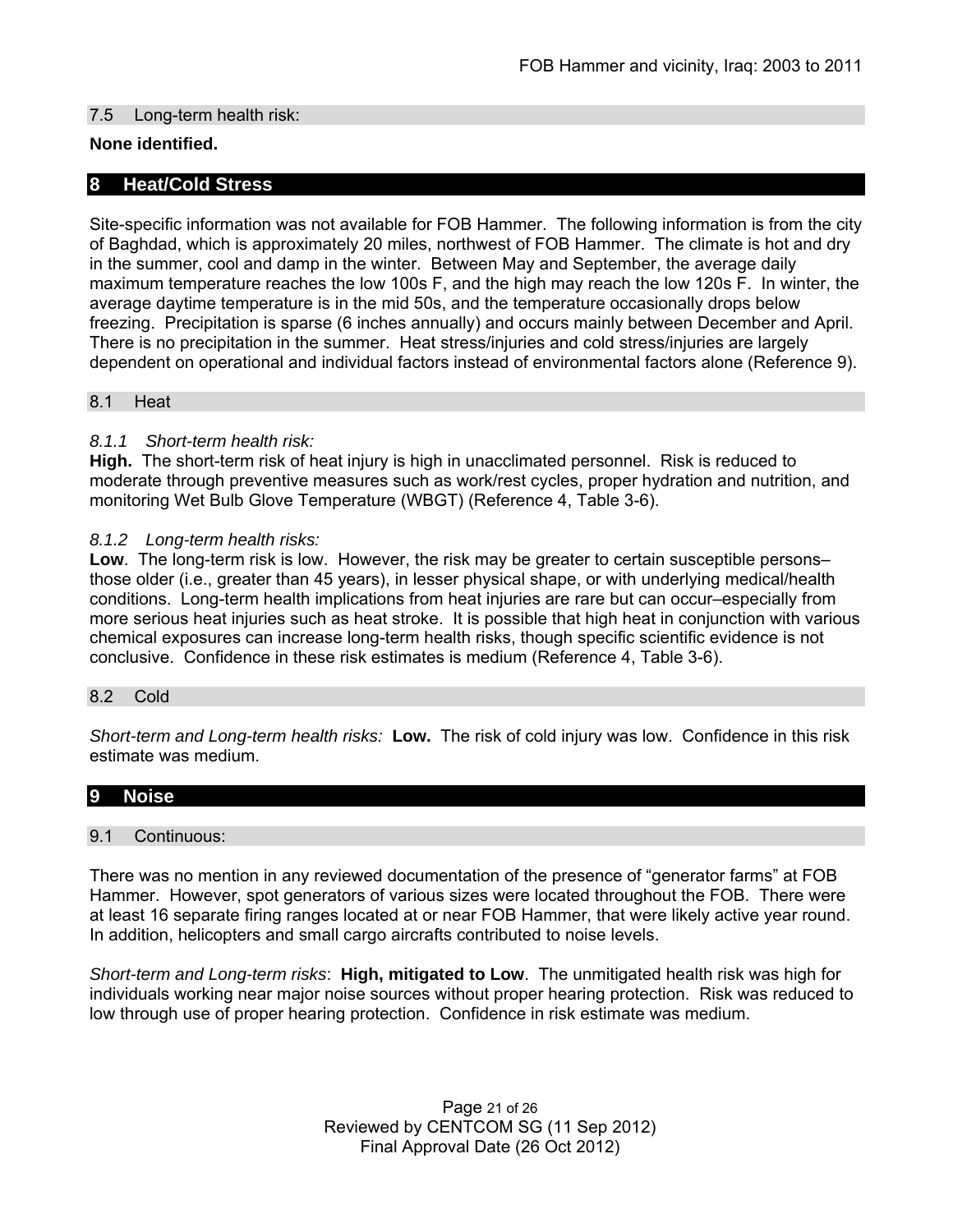### 7.5 Long-term health risk:

**None identified.**

## 8 Heat/Cold Stress

Site-specific information was not available for FOB Hammer. The following information is from the city of Baghdad, which is approximately 20 miles, northwest of FOB Hammer. The climate is hot and dry in the summer, cool and damp in the winter. Between May and September, the average daily maximum temperature reaches the low 100s F, and the high may reach the low 120s F. In winter, the average daytime temperature is in the mid 50s, and the temperature occasionally drops below freezing. Precipitation is sparse (6 inches annually) and occurs mainly between December and April. There is no precipitation in the summer. Heat stress/injuries and cold stress/injuries are largely dependent on operational and individual factors instead of environmental factors alone (Reference 9).

### 8.1 Heat

#### *8.1.1 Short-term health risk:*

**High.** The short-term risk of heat injury is high in unacclimated personnel. Risk is reduced to moderate through preventive measures such as work/rest cycles, proper hydration and nutrition, and monitoring Wet Bulb Glove Temperature (WBGT) (Reference 4, Table 3-6).

#### *8.1.2 Long-term health risks:*

**Low**. The long-term risk is low. However, the risk may be greater to certain susceptible persons–those older (i.e., greater than 45 years), in lesser physical shape, or with underlying medical/health conditions. Long-term health implications from heat injuries are rare but can occur–especially from more serious heat injuries such as heat stroke. It is possible that high heat in conjunction with various chemical exposures can increase long-term health risks, though specific scientific evidence is not conclusive. Confidence in these risk estimates is medium (Reference 4, Table 3-6).

### 8.2 Cold

*Short-term and Long-term health risks:* **Low.** The risk of cold injury was low. Confidence in this risk estimate was medium.

## 9 Noise

### 9.1 Continuous:

There was no mention in any reviewed documentation of the presence of "generator farms" at FOB Hammer. However, spot generators of various sizes were located throughout the FOB. There were at least 16 separate firing ranges located at or near FOB Hammer, that were likely active year round. In addition, helicopters and small cargo aircrafts contributed to noise levels.

*Short-term and Long-term risks*: **High, mitigated to Low**. The unmitigated health risk was high for individuals working near major noise sources without proper hearing protection. Risk was reduced to low through use of proper hearing protection. Confidence in risk estimate was medium.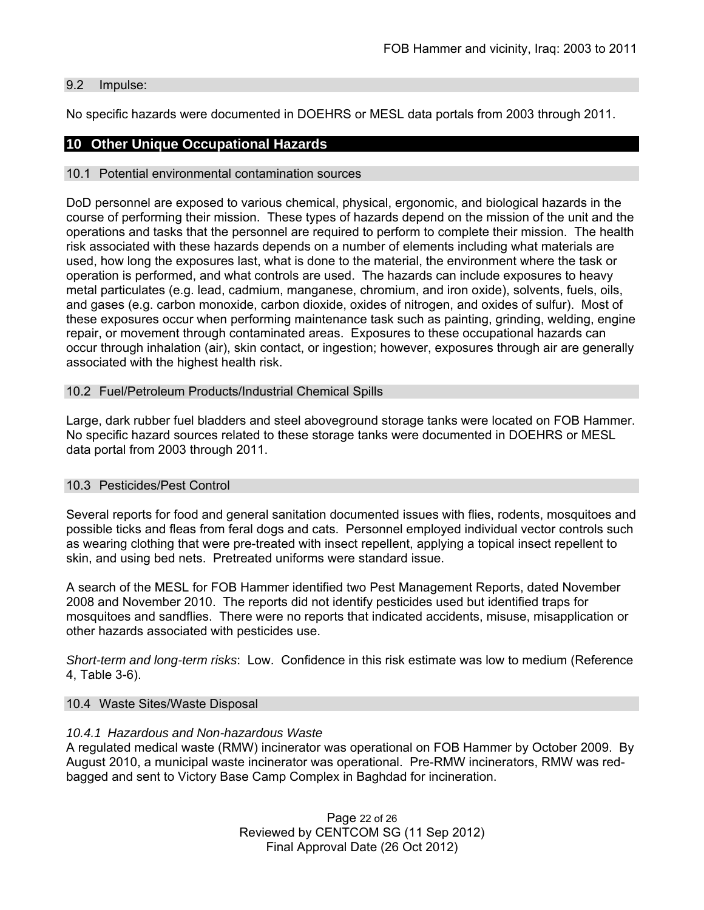### 9.2 Impulse:

No specific hazards were documented in DOEHRS or MESL data portals from 2003 through 2011.

## 10 Other Unique Occupational Hazards

### 10.1 Potential environmental contamination sources

DoD personnel are exposed to various chemical, physical, ergonomic, and biological hazards in the course of performing their mission. These types of hazards depend on the mission of the unit and the operations and tasks that the personnel are required to perform to complete their mission. The health risk associated with these hazards depends on a number of elements including what materials are used, how long the exposures last, what is done to the material, the environment where the task or operation is performed, and what controls are used. The hazards can include exposures to heavy metal particulates (e.g. lead, cadmium, manganese, chromium, and iron oxide), solvents, fuels, oils, and gases (e.g. carbon monoxide, carbon dioxide, oxides of nitrogen, and oxides of sulfur). Most of these exposures occur when performing maintenance task such as painting, grinding, welding, engine repair, or movement through contaminated areas. Exposures to these occupational hazards can occur through inhalation (air), skin contact, or ingestion; however, exposures through air are generally associated with the highest health risk.

### 10.2 Fuel/Petroleum Products/Industrial Chemical Spills

Large, dark rubber fuel bladders and steel aboveground storage tanks were located on FOB Hammer. No specific hazard sources related to these storage tanks were documented in DOEHRS or MESL data portal from 2003 through 2011.

### 10.3 Pesticides/Pest Control

Several reports for food and general sanitation documented issues with flies, rodents, mosquitoes and possible ticks and fleas from feral dogs and cats. Personnel employed individual vector controls such as wearing clothing that were pre-treated with insect repellent, applying a topical insect repellent to skin, and using bed nets. Pretreated uniforms were standard issue.

A search of the MESL for FOB Hammer identified two Pest Management Reports, dated November 2008 and November 2010. The reports did not identify pesticides used but identified traps for mosquitoes and sandflies. There were no reports that indicated accidents, misuse, misapplication or other hazards associated with pesticides use.

*Short-term and long-term risks*: Low. Confidence in this risk estimate was low to medium (Reference 4, Table 3-6).

### 10.4 Waste Sites/Waste Disposal

#### *10.4.1 Hazardous and Non-hazardous Waste*

A regulated medical waste (RMW) incinerator was operational on FOB Hammer by October 2009. By August 2010, a municipal waste incinerator was operational. Pre-RMW incinerators, RMW was red-bagged and sent to Victory Base Camp Complex in Baghdad for incineration.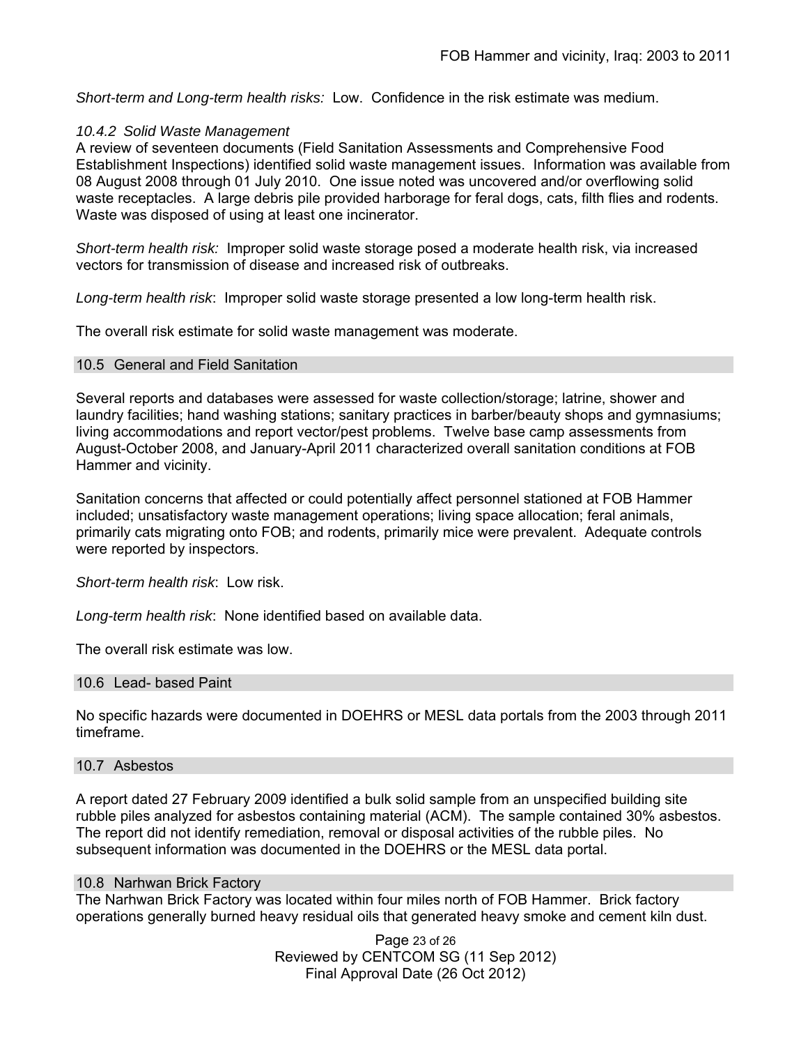*Short-term and Long-term health risks:* Low. Confidence in the risk estimate was medium.

#### *10.4.2 Solid Waste Management*

A review of seventeen documents (Field Sanitation Assessments and Comprehensive Food Establishment Inspections) identified solid waste management issues. Information was available from 08 August 2008 through 01 July 2010. One issue noted was uncovered and/or overflowing solid waste receptacles. A large debris pile provided harborage for feral dogs, cats, filth flies and rodents. Waste was disposed of using at least one incinerator.

*Short-term health risk:* Improper solid waste storage posed a moderate health risk, via increased vectors for transmission of disease and increased risk of outbreaks.

*Long-term health risk*: Improper solid waste storage presented a low long-term health risk.

The overall risk estimate for solid waste management was moderate.

### 10.5 General and Field Sanitation

Several reports and databases were assessed for waste collection/storage; latrine, shower and laundry facilities; hand washing stations; sanitary practices in barber/beauty shops and gymnasiums; living accommodations and report vector/pest problems. Twelve base camp assessments from August-October 2008, and January-April 2011 characterized overall sanitation conditions at FOB Hammer and vicinity.

Sanitation concerns that affected or could potentially affect personnel stationed at FOB Hammer included; unsatisfactory waste management operations; living space allocation; feral animals, primarily cats migrating onto FOB; and rodents, primarily mice were prevalent. Adequate controls were reported by inspectors.

*Short-term health risk*: Low risk.

*Long-term health risk*: None identified based on available data.

The overall risk estimate was low.

### 10.6 Lead- based Paint

No specific hazards were documented in DOEHRS or MESL data portals from the 2003 through 2011 timeframe.

### 10.7 Asbestos

A report dated 27 February 2009 identified a bulk solid sample from an unspecified building site rubble piles analyzed for asbestos containing material (ACM). The sample contained 30% asbestos. The report did not identify remediation, removal or disposal activities of the rubble piles. No subsequent information was documented in the DOEHRS or the MESL data portal.

### 10.8 Narhwan Brick Factory

The Narhwan Brick Factory was located within four miles north of FOB Hammer. Brick factory operations generally burned heavy residual oils that generated heavy smoke and cement kiln dust.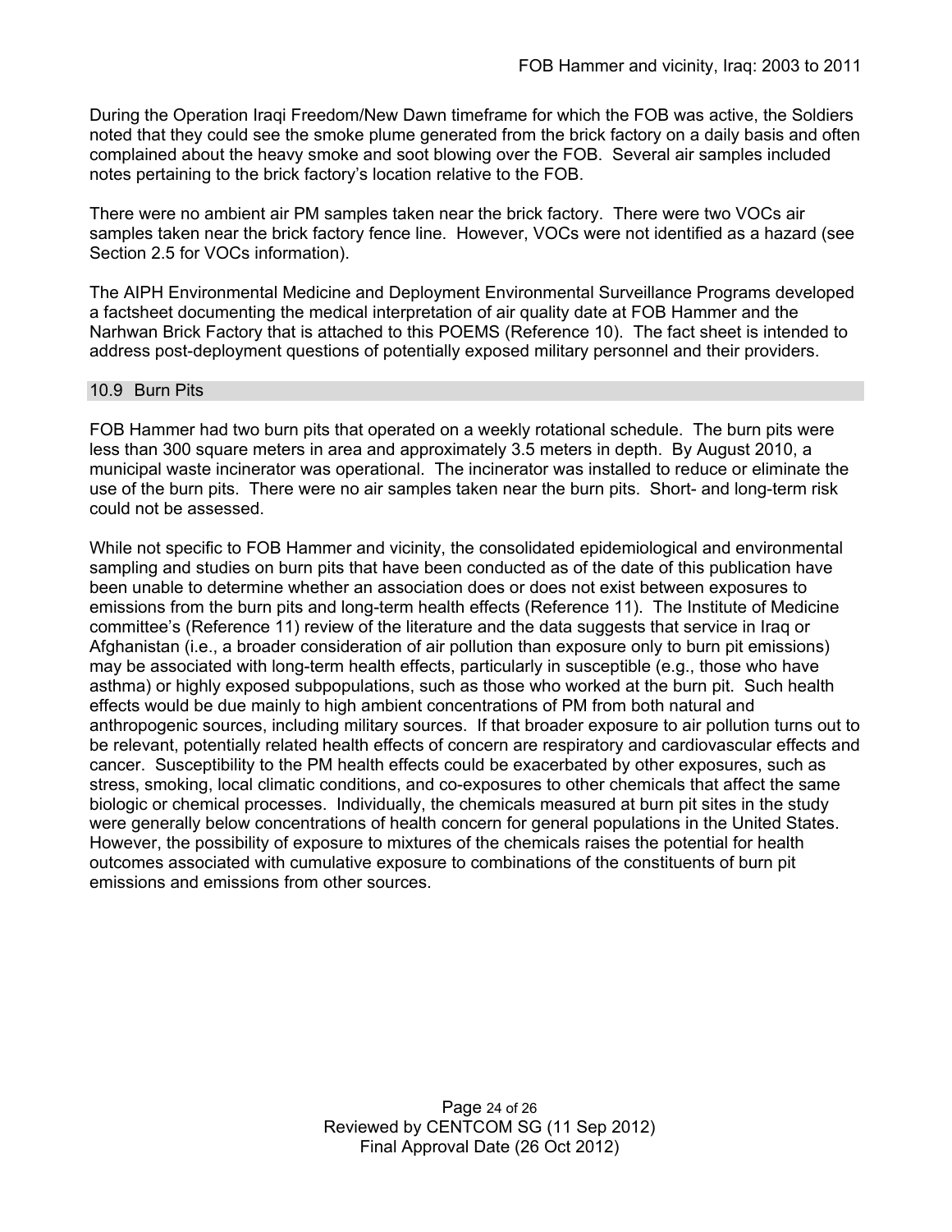During the Operation Iraqi Freedom/New Dawn timeframe for which the FOB was active, the Soldiers noted that they could see the smoke plume generated from the brick factory on a daily basis and often complained about the heavy smoke and soot blowing over the FOB. Several air samples included notes pertaining to the brick factory's location relative to the FOB.

There were no ambient air PM samples taken near the brick factory. There were two VOCs air samples taken near the brick factory fence line. However, VOCs were not identified as a hazard (see Section 2.5 for VOCs information).

The AIPH Environmental Medicine and Deployment Environmental Surveillance Programs developed a factsheet documenting the medical interpretation of air quality date at FOB Hammer and the Narhwan Brick Factory that is attached to this POEMS (Reference 10). The fact sheet is intended to address post-deployment questions of potentially exposed military personnel and their providers.

### 10.9 Burn Pits

FOB Hammer had two burn pits that operated on a weekly rotational schedule. The burn pits were less than 300 square meters in area and approximately 3.5 meters in depth. By August 2010, a municipal waste incinerator was operational. The incinerator was installed to reduce or eliminate the use of the burn pits. There were no air samples taken near the burn pits. Short- and long-term risk could not be assessed.

While not specific to FOB Hammer and vicinity, the consolidated epidemiological and environmental sampling and studies on burn pits that have been conducted as of the date of this publication have been unable to determine whether an association does or does not exist between exposures to emissions from the burn pits and long-term health effects (Reference 11). The Institute of Medicine committee's (Reference 11) review of the literature and the data suggests that service in Iraq or Afghanistan (i.e., a broader consideration of air pollution than exposure only to burn pit emissions) may be associated with long-term health effects, particularly in susceptible (e.g., those who have asthma) or highly exposed subpopulations, such as those who worked at the burn pit. Such health effects would be due mainly to high ambient concentrations of PM from both natural and anthropogenic sources, including military sources. If that broader exposure to air pollution turns out to be relevant, potentially related health effects of concern are respiratory and cardiovascular effects and cancer. Susceptibility to the PM health effects could be exacerbated by other exposures, such as stress, smoking, local climatic conditions, and co-exposures to other chemicals that affect the same biologic or chemical processes. Individually, the chemicals measured at burn pit sites in the study were generally below concentrations of health concern for general populations in the United States. However, the possibility of exposure to mixtures of the chemicals raises the potential for health outcomes associated with cumulative exposure to combinations of the constituents of burn pit emissions and emissions from other sources.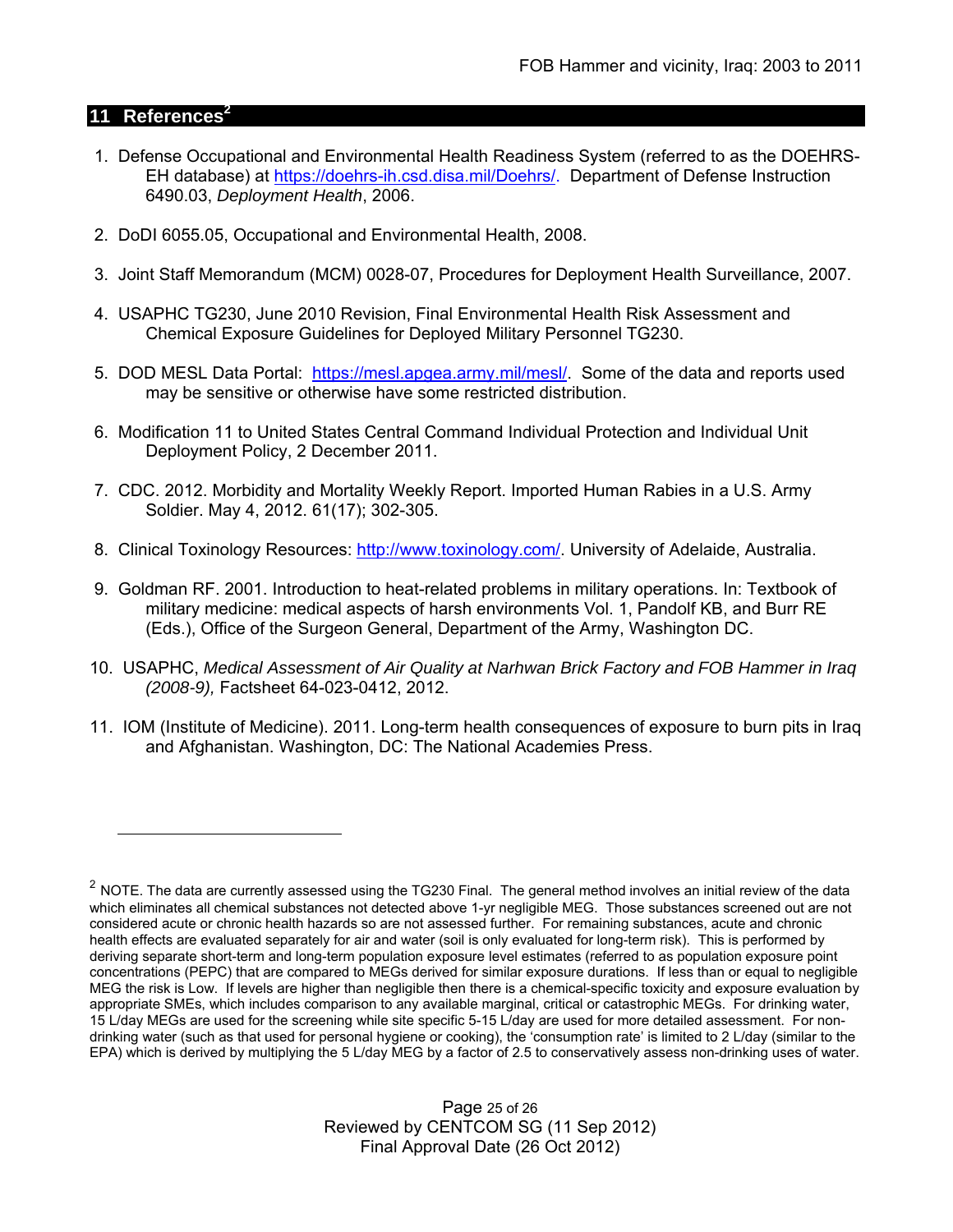## 11 References[2]

1. Defense Occupational and Environmental Health Readiness System (referred to as the DOEHRS-EH database) at https://doehrs-ih.csd.disa.mil/Doehrs/. Department of Defense Instruction 6490.03, *Deployment Health*, 2006.

2. DoDI 6055.05, Occupational and Environmental Health, 2008.

3. Joint Staff Memorandum (MCM) 0028-07, Procedures for Deployment Health Surveillance, 2007.

4. USAPHC TG230, June 2010 Revision, Final Environmental Health Risk Assessment and Chemical Exposure Guidelines for Deployed Military Personnel TG230.

5. DOD MESL Data Portal: https://mesl.apgea.army.mil/mesl/. Some of the data and reports used may be sensitive or otherwise have some restricted distribution.

6. Modification 11 to United States Central Command Individual Protection and Individual Unit Deployment Policy, 2 December 2011.

7. CDC. 2012. Morbidity and Mortality Weekly Report. Imported Human Rabies in a U.S. Army Soldier. May 4, 2012. 61(17); 302-305.

8. Clinical Toxinology Resources: http://www.toxinology.com/. University of Adelaide, Australia.

9. Goldman RF. 2001. Introduction to heat-related problems in military operations. In: Textbook of military medicine: medical aspects of harsh environments Vol. 1, Pandolf KB, and Burr RE (Eds.), Office of the Surgeon General, Department of the Army, Washington DC.

10. USAPHC, *Medical Assessment of Air Quality at Narhwan Brick Factory and FOB Hammer in Iraq (2008-9),* Factsheet 64-023-0412, 2012.

11. IOM (Institute of Medicine). 2011. Long-term health consequences of exposure to burn pits in Iraq and Afghanistan. Washington, DC: The National Academies Press.

---

[2] NOTE. The data are currently assessed using the TG230 Final. The general method involves an initial review of the data which eliminates all chemical substances not detected above 1-yr negligible MEG. Those substances screened out are not considered acute or chronic health hazards so are not assessed further. For remaining substances, acute and chronic health effects are evaluated separately for air and water (soil is only evaluated for long-term risk). This is performed by deriving separate short-term and long-term population exposure level estimates (referred to as population exposure point concentrations (PEPC) that are compared to MEGs derived for similar exposure durations. If less than or equal to negligible MEG the risk is Low. If levels are higher than negligible then there is a chemical-specific toxicity and exposure evaluation by appropriate SMEs, which includes comparison to any available marginal, critical or catastrophic MEGs. For drinking water, 15 L/day MEGs are used for the screening while site specific 5-15 L/day are used for more detailed assessment. For non-drinking water (such as that used for personal hygiene or cooking), the 'consumption rate' is limited to 2 L/day (similar to the EPA) which is derived by multiplying the 5 L/day MEG by a factor of 2.5 to conservatively assess non-drinking uses of water.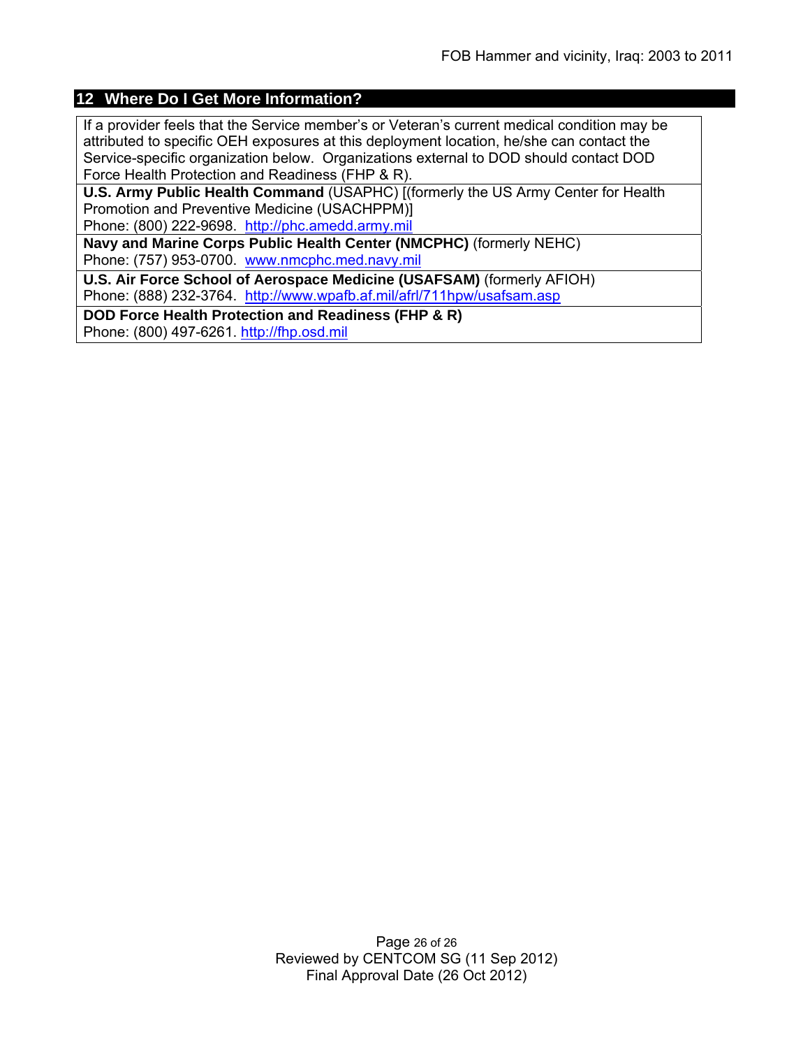## 12 Where Do I Get More Information?

| |
|---|
| If a provider feels that the Service member's or Veteran's current medical condition may be attributed to specific OEH exposures at this deployment location, he/she can contact the Service-specific organization below. Organizations external to DOD should contact DOD Force Health Protection and Readiness (FHP & R). |
| **U.S. Army Public Health Command** (USAPHC) [(formerly the US Army Center for Health Promotion and Preventive Medicine (USACHPPM)]<br>Phone: (800) 222-9698. http://phc.amedd.army.mil |
| **Navy and Marine Corps Public Health Center (NMCPHC)** (formerly NEHC)<br>Phone: (757) 953-0700. www.nmcphc.med.navy.mil |
| **U.S. Air Force School of Aerospace Medicine (USAFSAM)** (formerly AFIOH)<br>Phone: (888) 232-3764. http://www.wpafb.af.mil/afrl/711hpw/usafsam.asp |
| **DOD Force Health Protection and Readiness (FHP & R)**<br>Phone: (800) 497-6261. http://fhp.osd.mil |

Reviewed by CENTCOM SG (11 Sep 2012)
Final Approval Date (26 Oct 2012)